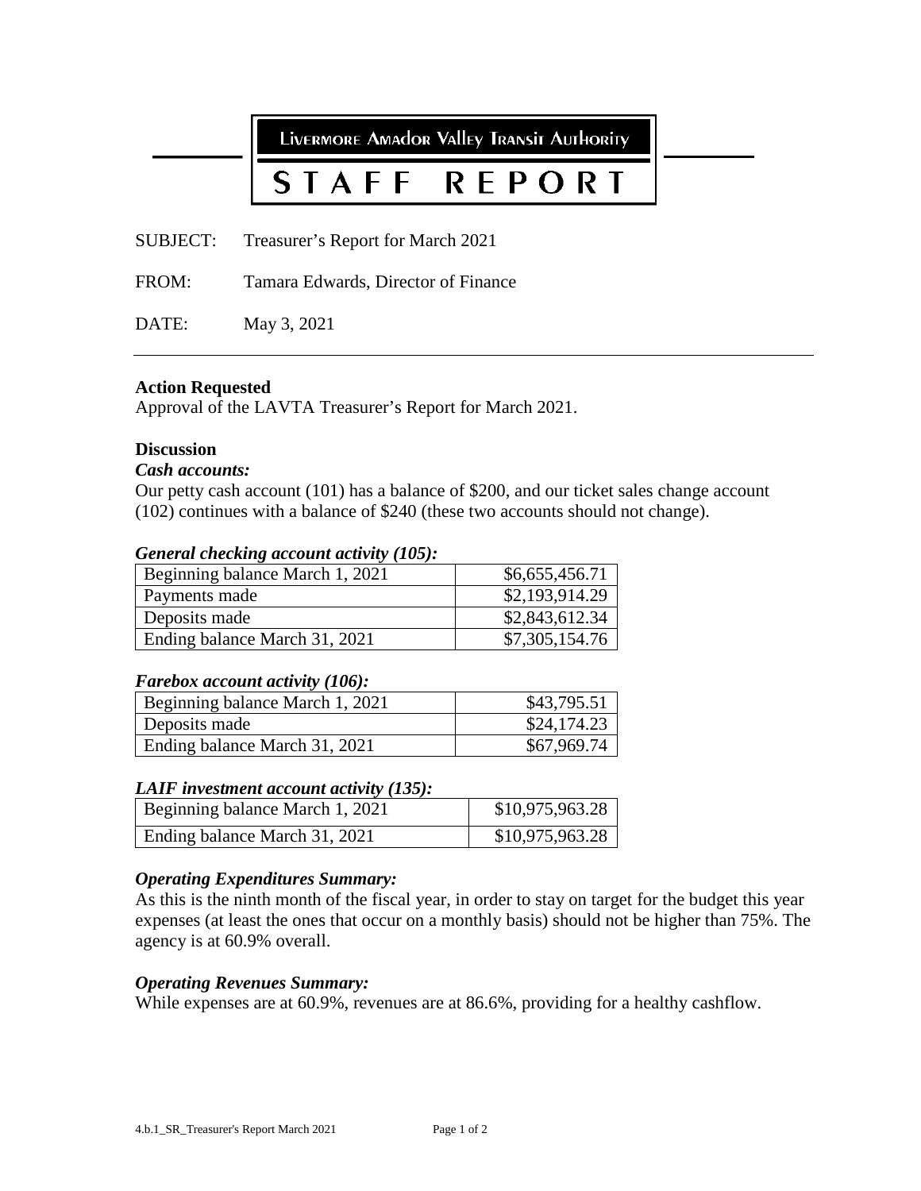**Livermore Amador Valley Transit Authority**

# STAFF REPORT

SUBJECT: Treasurer's Report for March 2021

FROM: Tamara Edwards, Director of Finance

DATE: May 3, 2021

---

**Action Requested**

Approval of the LAVTA Treasurer's Report for March 2021.

**Discussion**

***Cash accounts:***

Our petty cash account (101) has a balance of $200, and our ticket sales change account (102) continues with a balance of $240 (these two accounts should not change).

***General checking account activity (105):***

| | |
|---|---|
| Beginning balance March 1, 2021 | $6,655,456.71 |
| Payments made | $2,193,914.29 |
| Deposits made | $2,843,612.34 |
| Ending balance March 31, 2021 | $7,305,154.76 |

***Farebox account activity (106):***

| | |
|---|---|
| Beginning balance March 1, 2021 | $43,795.51 |
| Deposits made | $24,174.23 |
| Ending balance March 31, 2021 | $67,969.74 |

***LAIF investment account activity (135):***

| | |
|---|---|
| Beginning balance March 1, 2021 | $10,975,963.28 |
| Ending balance March 31, 2021 | $10,975,963.28 |

***Operating Expenditures Summary:***

As this is the ninth month of the fiscal year, in order to stay on target for the budget this year expenses (at least the ones that occur on a monthly basis) should not be higher than 75%. The agency is at 60.9% overall.

***Operating Revenues Summary:***

While expenses are at 60.9%, revenues are at 86.6%, providing for a healthy cashflow.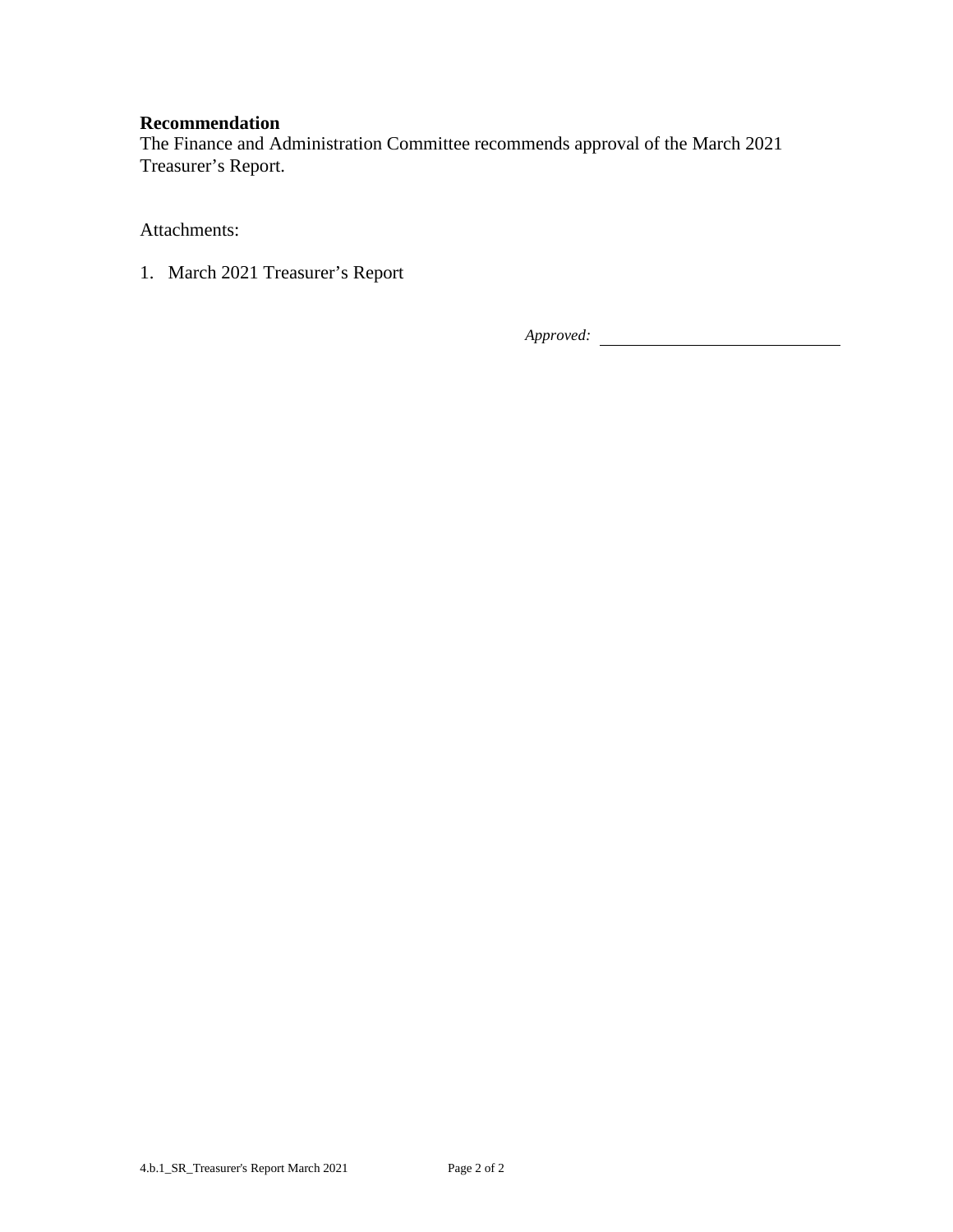**Recommendation**

The Finance and Administration Committee recommends approval of the March 2021 Treasurer's Report.

Attachments:

1. March 2021 Treasurer's Report

*Approved:* ______________________________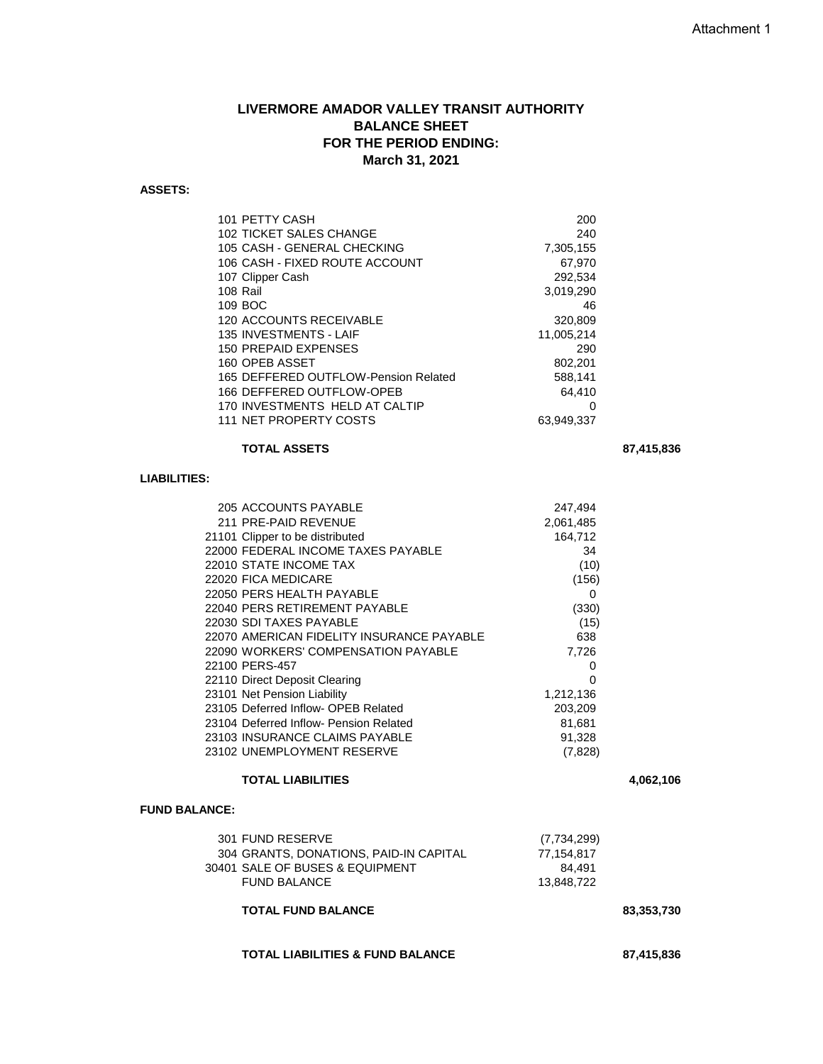Attachment 1

# LIVERMORE AMADOR VALLEY TRANSIT AUTHORITY
## BALANCE SHEET
## FOR THE PERIOD ENDING:
## March 31, 2021

**ASSETS:**

| Account | Amount | Total |
|---|---|---|
| 101 PETTY CASH | 200 | |
| 102 TICKET SALES CHANGE | 240 | |
| 105 CASH - GENERAL CHECKING | 7,305,155 | |
| 106 CASH - FIXED ROUTE ACCOUNT | 67,970 | |
| 107 Clipper Cash | 292,534 | |
| 108 Rail | 3,019,290 | |
| 109 BOC | 46 | |
| 120 ACCOUNTS RECEIVABLE | 320,809 | |
| 135 INVESTMENTS - LAIF | 11,005,214 | |
| 150 PREPAID EXPENSES | 290 | |
| 160 OPEB ASSET | 802,201 | |
| 165 DEFFERED OUTFLOW-Pension Related | 588,141 | |
| 166 DEFFERED OUTFLOW-OPEB | 64,410 | |
| 170 INVESTMENTS HELD AT CALTIP | 0 | |
| 111 NET PROPERTY COSTS | 63,949,337 | |
| **TOTAL ASSETS** | | **87,415,836** |

**LIABILITIES:**

| Account | Amount | Total |
|---|---|---|
| 205 ACCOUNTS PAYABLE | 247,494 | |
| 211 PRE-PAID REVENUE | 2,061,485 | |
| 21101 Clipper to be distributed | 164,712 | |
| 22000 FEDERAL INCOME TAXES PAYABLE | 34 | |
| 22010 STATE INCOME TAX | (10) | |
| 22020 FICA MEDICARE | (156) | |
| 22050 PERS HEALTH PAYABLE | 0 | |
| 22040 PERS RETIREMENT PAYABLE | (330) | |
| 22030 SDI TAXES PAYABLE | (15) | |
| 22070 AMERICAN FIDELITY INSURANCE PAYABLE | 638 | |
| 22090 WORKERS' COMPENSATION PAYABLE | 7,726 | |
| 22100 PERS-457 | 0 | |
| 22110 Direct Deposit Clearing | 0 | |
| 23101 Net Pension Liability | 1,212,136 | |
| 23105 Deferred Inflow- OPEB Related | 203,209 | |
| 23104 Deferred Inflow- Pension Related | 81,681 | |
| 23103 INSURANCE CLAIMS PAYABLE | 91,328 | |
| 23102 UNEMPLOYMENT RESERVE | (7,828) | |
| **TOTAL LIABILITIES** | | **4,062,106** |

**FUND BALANCE:**

| Account | Amount | Total |
|---|---|---|
| 301 FUND RESERVE | (7,734,299) | |
| 304 GRANTS, DONATIONS, PAID-IN CAPITAL | 77,154,817 | |
| 30401 SALE OF BUSES & EQUIPMENT | 84,491 | |
| FUND BALANCE | 13,848,722 | |
| **TOTAL FUND BALANCE** | | **83,353,730** |
| **TOTAL LIABILITIES & FUND BALANCE** | | **87,415,836** |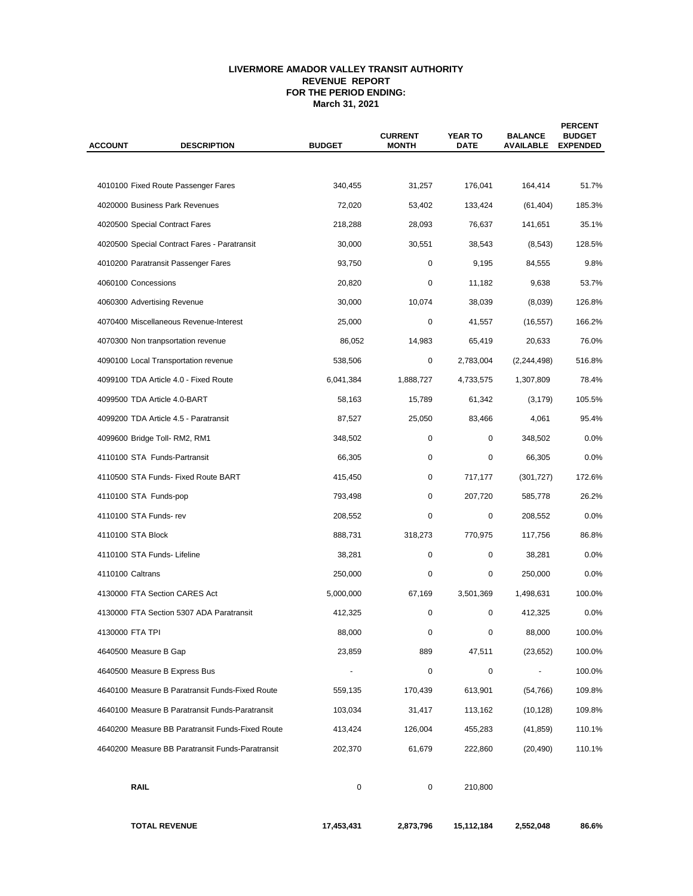**LIVERMORE AMADOR VALLEY TRANSIT AUTHORITY**
**REVENUE REPORT**
**FOR THE PERIOD ENDING:**
**March 31, 2021**

| ACCOUNT | DESCRIPTION | BUDGET | CURRENT MONTH | YEAR TO DATE | BALANCE AVAILABLE | PERCENT BUDGET EXPENDED |
|---|---|---|---|---|---|---|
| 4010100 | Fixed Route Passenger Fares | 340,455 | 31,257 | 176,041 | 164,414 | 51.7% |
| 4020000 | Business Park Revenues | 72,020 | 53,402 | 133,424 | (61,404) | 185.3% |
| 4020500 | Special Contract Fares | 218,288 | 28,093 | 76,637 | 141,651 | 35.1% |
| 4020500 | Special Contract Fares - Paratransit | 30,000 | 30,551 | 38,543 | (8,543) | 128.5% |
| 4010200 | Paratransit Passenger Fares | 93,750 | 0 | 9,195 | 84,555 | 9.8% |
| 4060100 | Concessions | 20,820 | 0 | 11,182 | 9,638 | 53.7% |
| 4060300 | Advertising Revenue | 30,000 | 10,074 | 38,039 | (8,039) | 126.8% |
| 4070400 | Miscellaneous Revenue-Interest | 25,000 | 0 | 41,557 | (16,557) | 166.2% |
| 4070300 | Non tranpsortation revenue | 86,052 | 14,983 | 65,419 | 20,633 | 76.0% |
| 4090100 | Local Transportation revenue | 538,506 | 0 | 2,783,004 | (2,244,498) | 516.8% |
| 4099100 | TDA Article 4.0 - Fixed Route | 6,041,384 | 1,888,727 | 4,733,575 | 1,307,809 | 78.4% |
| 4099500 | TDA Article 4.0-BART | 58,163 | 15,789 | 61,342 | (3,179) | 105.5% |
| 4099200 | TDA Article 4.5 - Paratransit | 87,527 | 25,050 | 83,466 | 4,061 | 95.4% |
| 4099600 | Bridge Toll- RM2, RM1 | 348,502 | 0 | 0 | 348,502 | 0.0% |
| 4110100 | STA Funds-Partransit | 66,305 | 0 | 0 | 66,305 | 0.0% |
| 4110500 | STA Funds- Fixed Route BART | 415,450 | 0 | 717,177 | (301,727) | 172.6% |
| 4110100 | STA Funds-pop | 793,498 | 0 | 207,720 | 585,778 | 26.2% |
| 4110100 | STA Funds- rev | 208,552 | 0 | 0 | 208,552 | 0.0% |
| 4110100 | STA Block | 888,731 | 318,273 | 770,975 | 117,756 | 86.8% |
| 4110100 | STA Funds- Lifeline | 38,281 | 0 | 0 | 38,281 | 0.0% |
| 4110100 | Caltrans | 250,000 | 0 | 0 | 250,000 | 0.0% |
| 4130000 | FTA Section CARES Act | 5,000,000 | 67,169 | 3,501,369 | 1,498,631 | 100.0% |
| 4130000 | FTA Section 5307 ADA Paratransit | 412,325 | 0 | 0 | 412,325 | 0.0% |
| 4130000 | FTA TPI | 88,000 | 0 | 0 | 88,000 | 100.0% |
| 4640500 | Measure B Gap | 23,859 | 889 | 47,511 | (23,652) | 100.0% |
| 4640500 | Measure B Express Bus | - | 0 | 0 | - | 100.0% |
| 4640100 | Measure B Paratransit Funds-Fixed Route | 559,135 | 170,439 | 613,901 | (54,766) | 109.8% |
| 4640100 | Measure B Paratransit Funds-Paratransit | 103,034 | 31,417 | 113,162 | (10,128) | 109.8% |
| 4640200 | Measure BB Paratransit Funds-Fixed Route | 413,424 | 126,004 | 455,283 | (41,859) | 110.1% |
| 4640200 | Measure BB Paratransit Funds-Paratransit | 202,370 | 61,679 | 222,860 | (20,490) | 110.1% |
| | **RAIL** | 0 | 0 | 210,800 | | |
| | **TOTAL REVENUE** | **17,453,431** | **2,873,796** | **15,112,184** | **2,552,048** | **86.6%** |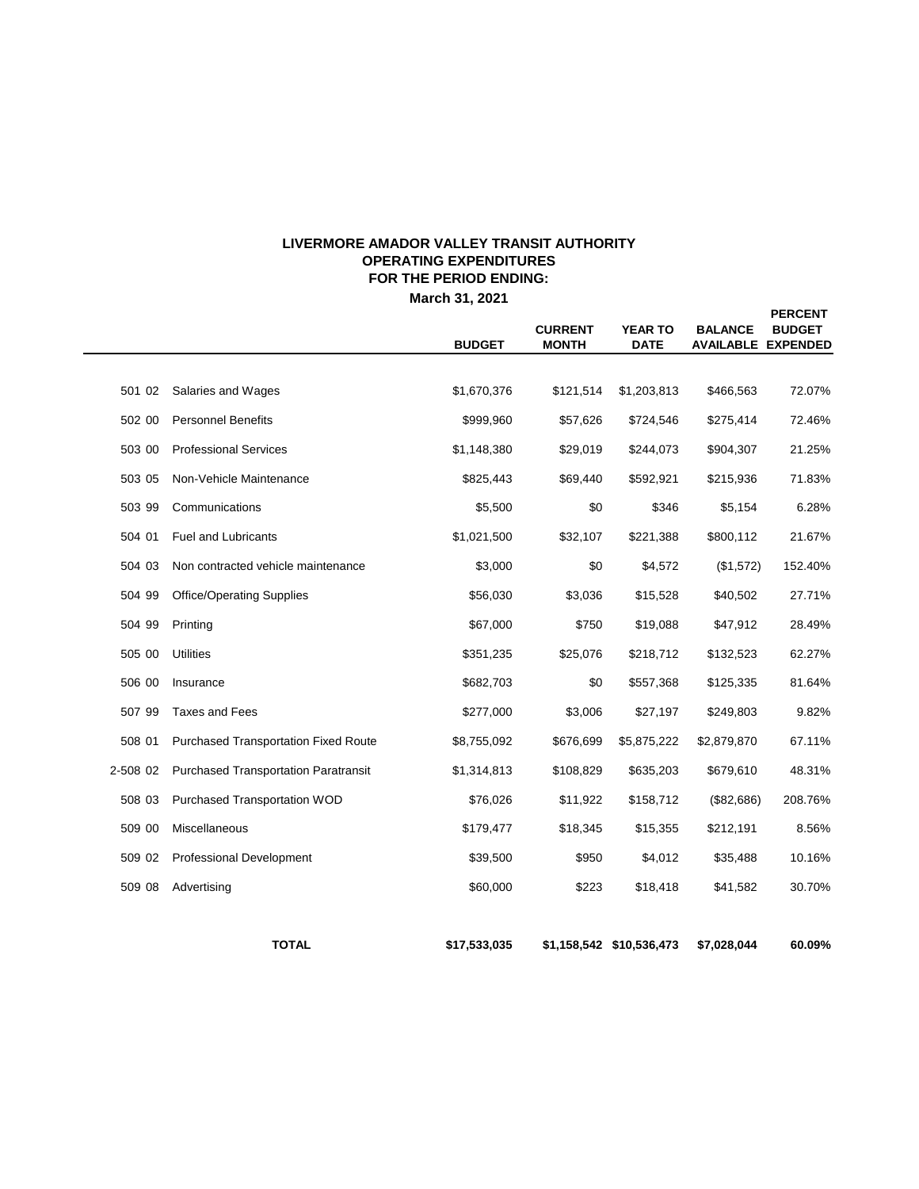# LIVERMORE AMADOR VALLEY TRANSIT AUTHORITY
## OPERATING EXPENDITURES
## FOR THE PERIOD ENDING:
### March 31, 2021

| | | BUDGET | CURRENT MONTH | YEAR TO DATE | BALANCE AVAILABLE | PERCENT BUDGET EXPENDED |
|---|---|---|---|---|---|---|
| 501 02 | Salaries and Wages | $1,670,376 | $121,514 | $1,203,813 | $466,563 | 72.07% |
| 502 00 | Personnel Benefits | $999,960 | $57,626 | $724,546 | $275,414 | 72.46% |
| 503 00 | Professional Services | $1,148,380 | $29,019 | $244,073 | $904,307 | 21.25% |
| 503 05 | Non-Vehicle Maintenance | $825,443 | $69,440 | $592,921 | $215,936 | 71.83% |
| 503 99 | Communications | $5,500 | $0 | $346 | $5,154 | 6.28% |
| 504 01 | Fuel and Lubricants | $1,021,500 | $32,107 | $221,388 | $800,112 | 21.67% |
| 504 03 | Non contracted vehicle maintenance | $3,000 | $0 | $4,572 | ($1,572) | 152.40% |
| 504 99 | Office/Operating Supplies | $56,030 | $3,036 | $15,528 | $40,502 | 27.71% |
| 504 99 | Printing | $67,000 | $750 | $19,088 | $47,912 | 28.49% |
| 505 00 | Utilities | $351,235 | $25,076 | $218,712 | $132,523 | 62.27% |
| 506 00 | Insurance | $682,703 | $0 | $557,368 | $125,335 | 81.64% |
| 507 99 | Taxes and Fees | $277,000 | $3,006 | $27,197 | $249,803 | 9.82% |
| 508 01 | Purchased Transportation Fixed Route | $8,755,092 | $676,699 | $5,875,222 | $2,879,870 | 67.11% |
| 2-508 02 | Purchased Transportation Paratransit | $1,314,813 | $108,829 | $635,203 | $679,610 | 48.31% |
| 508 03 | Purchased Transportation WOD | $76,026 | $11,922 | $158,712 | ($82,686) | 208.76% |
| 509 00 | Miscellaneous | $179,477 | $18,345 | $15,355 | $212,191 | 8.56% |
| 509 02 | Professional Development | $39,500 | $950 | $4,012 | $35,488 | 10.16% |
| 509 08 | Advertising | $60,000 | $223 | $18,418 | $41,582 | 30.70% |
| | **TOTAL** | **$17,533,035** | **$1,158,542** | **$10,536,473** | **$7,028,044** | **60.09%** |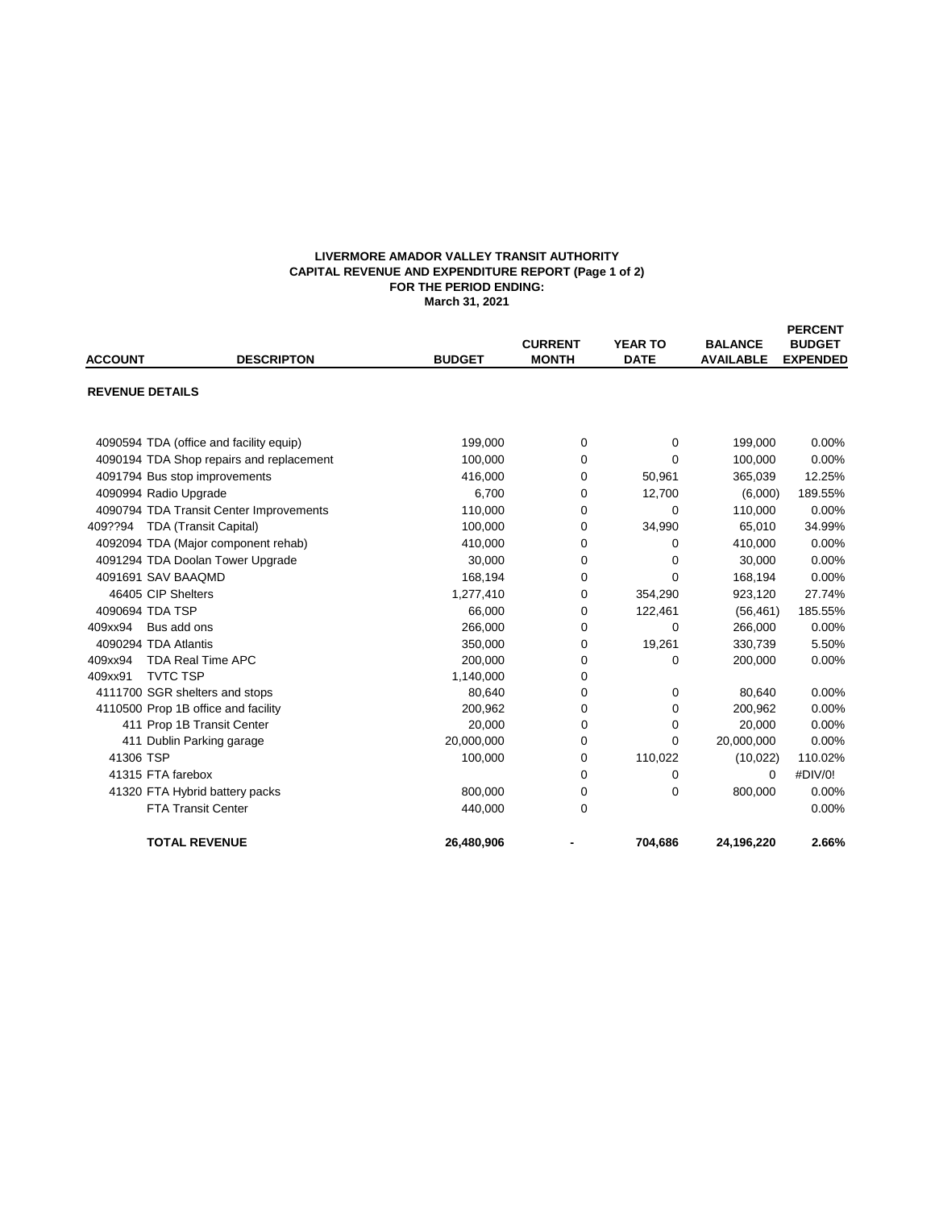**LIVERMORE AMADOR VALLEY TRANSIT AUTHORITY**
**CAPITAL REVENUE AND EXPENDITURE REPORT (Page 1 of 2)**
**FOR THE PERIOD ENDING:**
**March 31, 2021**

| ACCOUNT | DESCRIPTON | BUDGET | CURRENT MONTH | YEAR TO DATE | BALANCE AVAILABLE | PERCENT BUDGET EXPENDED |
|---|---|---|---|---|---|---|
| **REVENUE DETAILS** | | | | | | |
| 4090594 | TDA (office and facility equip) | 199,000 | 0 | 0 | 199,000 | 0.00% |
| 4090194 | TDA Shop repairs and replacement | 100,000 | 0 | 0 | 100,000 | 0.00% |
| 4091794 | Bus stop improvements | 416,000 | 0 | 50,961 | 365,039 | 12.25% |
| 4090994 | Radio Upgrade | 6,700 | 0 | 12,700 | (6,000) | 189.55% |
| 4090794 | TDA Transit Center Improvements | 110,000 | 0 | 0 | 110,000 | 0.00% |
| 409??94 | TDA (Transit Capital) | 100,000 | 0 | 34,990 | 65,010 | 34.99% |
| 4092094 | TDA (Major component rehab) | 410,000 | 0 | 0 | 410,000 | 0.00% |
| 4091294 | TDA Doolan Tower Upgrade | 30,000 | 0 | 0 | 30,000 | 0.00% |
| 4091691 | SAV BAAQMD | 168,194 | 0 | 0 | 168,194 | 0.00% |
| 46405 | CIP Shelters | 1,277,410 | 0 | 354,290 | 923,120 | 27.74% |
| 4090694 | TDA TSP | 66,000 | 0 | 122,461 | (56,461) | 185.55% |
| 409xx94 | Bus add ons | 266,000 | 0 | 0 | 266,000 | 0.00% |
| 4090294 | TDA Atlantis | 350,000 | 0 | 19,261 | 330,739 | 5.50% |
| 409xx94 | TDA Real Time APC | 200,000 | 0 | 0 | 200,000 | 0.00% |
| 409xx91 | TVTC TSP | 1,140,000 | 0 | | | |
| 4111700 | SGR shelters and stops | 80,640 | 0 | 0 | 80,640 | 0.00% |
| 4110500 | Prop 1B office and facility | 200,962 | 0 | 0 | 200,962 | 0.00% |
| 411 | Prop 1B Transit Center | 20,000 | 0 | 0 | 20,000 | 0.00% |
| 411 | Dublin Parking garage | 20,000,000 | 0 | 0 | 20,000,000 | 0.00% |
| 41306 | TSP | 100,000 | 0 | 110,022 | (10,022) | 110.02% |
| 41315 | FTA farebox | | 0 | 0 | 0 | #DIV/0! |
| 41320 | FTA Hybrid battery packs | 800,000 | 0 | 0 | 800,000 | 0.00% |
| | FTA Transit Center | 440,000 | 0 | | | 0.00% |
| | **TOTAL REVENUE** | **26,480,906** | **-** | **704,686** | **24,196,220** | **2.66%** |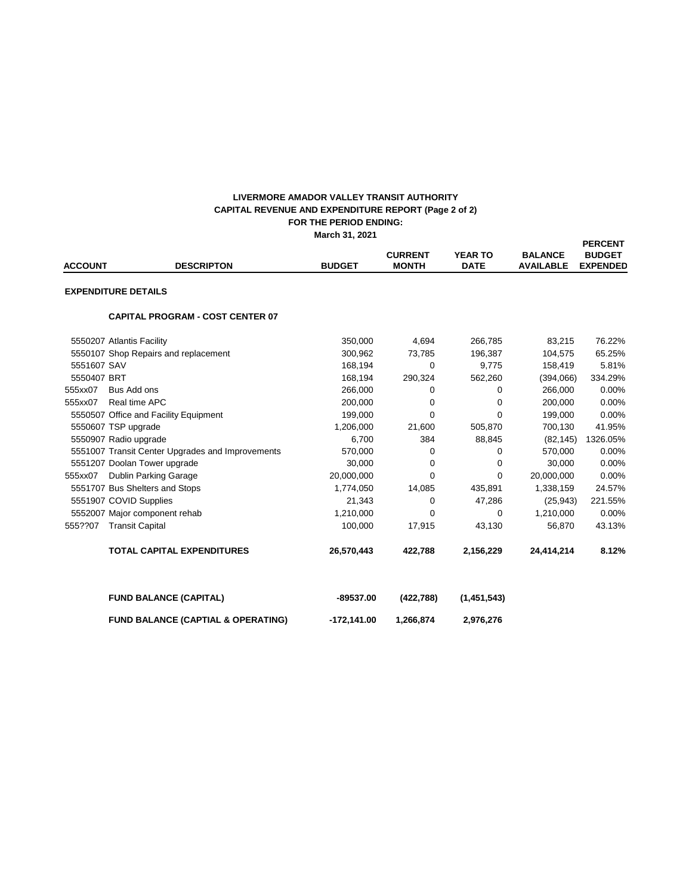**LIVERMORE AMADOR VALLEY TRANSIT AUTHORITY**
**CAPITAL REVENUE AND EXPENDITURE REPORT (Page 2 of 2)**
**FOR THE PERIOD ENDING:**
**March 31, 2021**

| ACCOUNT | DESCRIPTON | BUDGET | CURRENT MONTH | YEAR TO DATE | BALANCE AVAILABLE | PERCENT BUDGET EXPENDED |
|---|---|---|---|---|---|---|
| **EXPENDITURE DETAILS** | | | | | | |
| | **CAPITAL PROGRAM - COST CENTER 07** | | | | | |
| 5550207 | Atlantis Facility | 350,000 | 4,694 | 266,785 | 83,215 | 76.22% |
| 5550107 | Shop Repairs and replacement | 300,962 | 73,785 | 196,387 | 104,575 | 65.25% |
| 5551607 | SAV | 168,194 | 0 | 9,775 | 158,419 | 5.81% |
| 5550407 | BRT | 168,194 | 290,324 | 562,260 | (394,066) | 334.29% |
| 555xx07 | Bus Add ons | 266,000 | 0 | 0 | 266,000 | 0.00% |
| 555xx07 | Real time APC | 200,000 | 0 | 0 | 200,000 | 0.00% |
| 5550507 | Office and Facility Equipment | 199,000 | 0 | 0 | 199,000 | 0.00% |
| 5550607 | TSP upgrade | 1,206,000 | 21,600 | 505,870 | 700,130 | 41.95% |
| 5550907 | Radio upgrade | 6,700 | 384 | 88,845 | (82,145) | 1326.05% |
| 5551007 | Transit Center Upgrades and Improvements | 570,000 | 0 | 0 | 570,000 | 0.00% |
| 5551207 | Doolan Tower upgrade | 30,000 | 0 | 0 | 30,000 | 0.00% |
| 555xx07 | Dublin Parking Garage | 20,000,000 | 0 | 0 | 20,000,000 | 0.00% |
| 5551707 | Bus Shelters and Stops | 1,774,050 | 14,085 | 435,891 | 1,338,159 | 24.57% |
| 5551907 | COVID Supplies | 21,343 | 0 | 47,286 | (25,943) | 221.55% |
| 5552007 | Major component rehab | 1,210,000 | 0 | 0 | 1,210,000 | 0.00% |
| 555??07 | Transit Capital | 100,000 | 17,915 | 43,130 | 56,870 | 43.13% |
| | **TOTAL CAPITAL EXPENDITURES** | **26,570,443** | **422,788** | **2,156,229** | **24,414,214** | **8.12%** |
| | **FUND BALANCE (CAPITAL)** | **-89537.00** | **(422,788)** | **(1,451,543)** | | |
| | **FUND BALANCE (CAPTIAL & OPERATING)** | **-172,141.00** | **1,266,874** | **2,976,276** | | |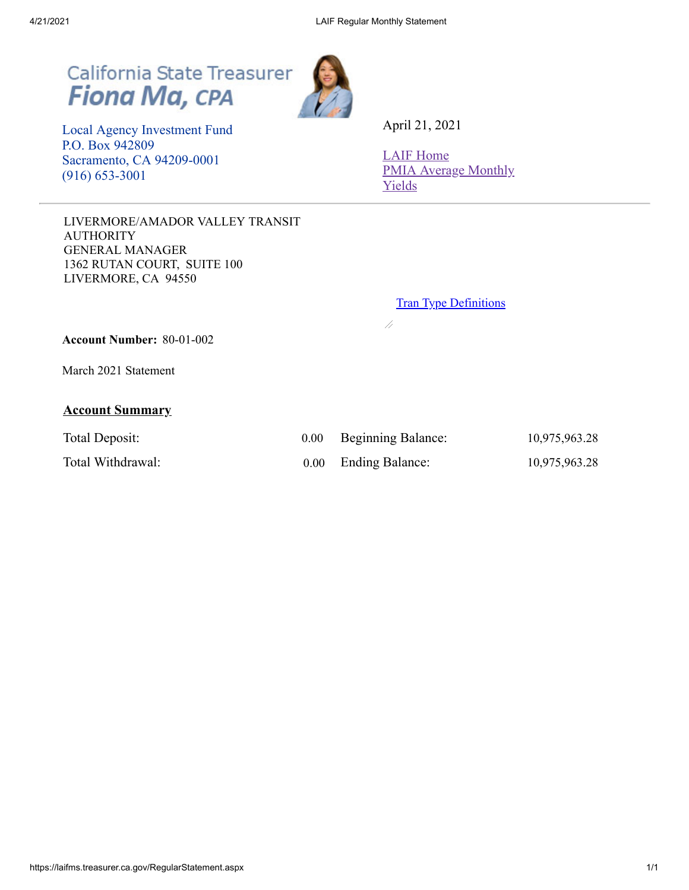California State Treasurer
**Fiona Ma, CPA**

Local Agency Investment Fund
P.O. Box 942809
Sacramento, CA 94209-0001
(916) 653-3001

April 21, 2021

LAIF Home
PMIA Average Monthly Yields

LIVERMORE/AMADOR VALLEY TRANSIT AUTHORITY
GENERAL MANAGER
1362 RUTAN COURT, SUITE 100
LIVERMORE, CA 94550

Tran Type Definitions

**Account Number:** 80-01-002

March 2021 Statement

## Account Summary

| | | | |
|---|---|---|---|
| Total Deposit: | 0.00 | Beginning Balance: | 10,975,963.28 |
| Total Withdrawal: | 0.00 | Ending Balance: | 10,975,963.28 |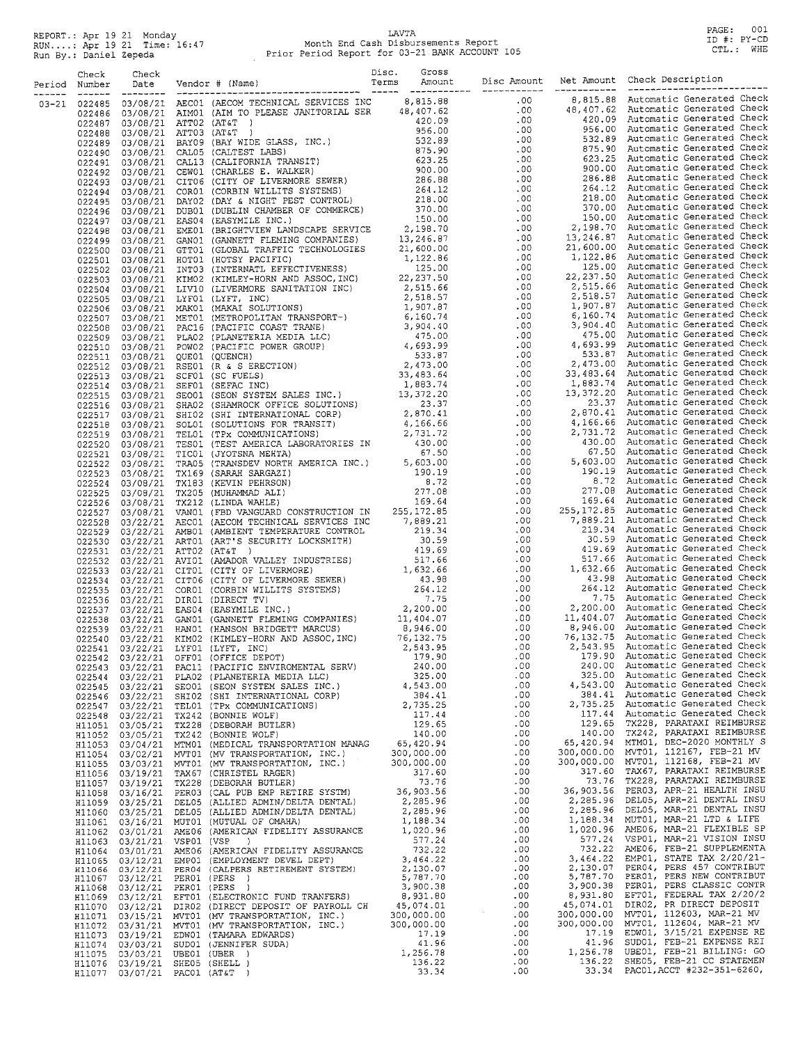REPORT.: Apr 19 21 Monday
RUN....: Apr 19 21 Time: 16:47
Run By.: Daniel Zepeda

LAVTA
Month End Cash Disbursements Report
Prior Period Report for 03-21 BANK ACCOUNT 105

PAGE: 001
ID #: PY-CD
CTL.: WHE

| Period | Check Number | Check Date | Vendor # (Name) | Disc. Terms | Gross Amount | Disc Amount | Net Amount | Check Description |
|---|---|---|---|---|---|---|---|---|
| 03-21 | 022485 | 03/08/21 | AEC01 (AECOM TECHNICAL SERVICES INC | | 8,815.88 | .00 | 8,815.88 | Automatic Generated Check |
| | 022486 | 03/08/21 | AIM01 (AIM TO PLEASE JANITORIAL SER | | 48,407.62 | .00 | 48,407.62 | Automatic Generated Check |
| | 022487 | 03/08/21 | ATT02 (AT&T ) | | 420.09 | .00 | 420.09 | Automatic Generated Check |
| | 022488 | 03/08/21 | ATT03 (AT&T ) | | 956.00 | .00 | 956.00 | Automatic Generated Check |
| | 022489 | 03/08/21 | BAY09 (BAY WIDE GLASS, INC.) | | 532.89 | .00 | 532.89 | Automatic Generated Check |
| | 022490 | 03/08/21 | CAL05 (CALTEST LABS) | | 875.90 | .00 | 875.90 | Automatic Generated Check |
| | 022491 | 03/08/21 | CAL13 (CALIFORNIA TRANSIT) | | 623.25 | .00 | 623.25 | Automatic Generated Check |
| | 022492 | 03/08/21 | CEW01 (CHARLES E. WALKER) | | 900.00 | .00 | 900.00 | Automatic Generated Check |
| | 022493 | 03/08/21 | CIT06 (CITY OF LIVERMORE SEWER) | | 286.88 | .00 | 286.88 | Automatic Generated Check |
| | 022494 | 03/08/21 | COR01 (CORBIN WILLITS SYSTEMS) | | 264.12 | .00 | 264.12 | Automatic Generated Check |
| | 022495 | 03/08/21 | DAY02 (DAY & NIGHT PEST CONTROL) | | 218.00 | .00 | 218.00 | Automatic Generated Check |
| | 022496 | 03/08/21 | DUB01 (DUBLIN CHAMBER OF COMMERCE) | | 370.00 | .00 | 370.00 | Automatic Generated Check |
| | 022497 | 03/08/21 | EAS04 (EASYMILE INC.) | | 150.00 | .00 | 150.00 | Automatic Generated Check |
| | 022498 | 03/08/21 | EME01 (BRIGHTVIEW LANDSCAPE SERVICE | | 2,198.70 | .00 | 2,198.70 | Automatic Generated Check |
| | 022499 | 03/08/21 | GAN01 (GANNETT FLEMING COMPANIES) | | 13,246.87 | .00 | 13,246.87 | Automatic Generated Check |
| | 022500 | 03/08/21 | GTT01 (GLOBAL TRAFFIC TECHNOLOGIES | | 21,600.00 | .00 | 21,600.00 | Automatic Generated Check |
| | 022501 | 03/08/21 | HOT01 (HOTSY PACIFIC) | | 1,122.86 | .00 | 1,122.86 | Automatic Generated Check |
| | 022502 | 03/08/21 | INT03 (INTERNATL EFFECTIVENESS) | | 125.00 | .00 | 125.00 | Automatic Generated Check |
| | 022503 | 03/08/21 | KIM02 (KIMLEY-HORN AND ASSOC,INC) | | 22,237.50 | .00 | 22,237.50 | Automatic Generated Check |
| | 022504 | 03/08/21 | LIV10 (LIVERMORE SANITATION INC) | | 2,515.66 | .00 | 2,515.66 | Automatic Generated Check |
| | 022505 | 03/08/21 | LYF01 (LYFT, INC) | | 2,518.57 | .00 | 2,518.57 | Automatic Generated Check |
| | 022506 | 03/08/21 | MAK01 (MAKAI SOLUTIONS) | | 1,907.87 | .00 | 1,907.87 | Automatic Generated Check |
| | 022507 | 03/08/21 | MET01 (METROPOLITAN TRANSPORT-) | | 6,160.74 | .00 | 6,160.74 | Automatic Generated Check |
| | 022508 | 03/08/21 | PAC16 (PACIFIC COAST TRANE) | | 3,904.40 | .00 | 3,904.40 | Automatic Generated Check |
| | 022509 | 03/08/21 | PLA02 (PLANETERIA MEDIA LLC) | | 475.00 | .00 | 475.00 | Automatic Generated Check |
| | 022510 | 03/08/21 | POW02 (PACIFIC POWER GROUP) | | 4,693.99 | .00 | 4,693.99 | Automatic Generated Check |
| | 022511 | 03/08/21 | QUE01 (QUENCH) | | 533.87 | .00 | 533.87 | Automatic Generated Check |
| | 022512 | 03/08/21 | RSE01 (R & S ERECTION) | | 2,473.00 | .00 | 2,473.00 | Automatic Generated Check |
| | 022513 | 03/08/21 | SCF01 (SC FUELS) | | 33,483.64 | .00 | 33,483.64 | Automatic Generated Check |
| | 022514 | 03/08/21 | SEF01 (SEFAC INC) | | 1,883.74 | .00 | 1,883.74 | Automatic Generated Check |
| | 022515 | 03/08/21 | SEO01 (SEON SYSTEM SALES INC.) | | 13,372.20 | .00 | 13,372.20 | Automatic Generated Check |
| | 022516 | 03/08/21 | SHA02 (SHAMROCK OFFICE SOLUTIONS) | | 23.37 | .00 | 23.37 | Automatic Generated Check |
| | 022517 | 03/08/21 | SHI02 (SHI INTERNATIONAL CORP) | | 2,870.41 | .00 | 2,870.41 | Automatic Generated Check |
| | 022518 | 03/08/21 | SOL01 (SOLUTIONS FOR TRANSIT) | | 4,166.66 | .00 | 4,166.66 | Automatic Generated Check |
| | 022519 | 03/08/21 | TEL01 (TPx COMMUNICATIONS) | | 2,731.72 | .00 | 2,731.72 | Automatic Generated Check |
| | 022520 | 03/08/21 | TES01 (TEST AMERICA LABORATORIES IN | | 430.00 | .00 | 430.00 | Automatic Generated Check |
| | 022521 | 03/08/21 | TIC01 (JYOTSNA MEHTA) | | 67.50 | .00 | 67.50 | Automatic Generated Check |
| | 022522 | 03/08/21 | TRA05 (TRANSDEV NORTH AMERICA INC.) | | 5,603.00 | .00 | 5,603.00 | Automatic Generated Check |
| | 022523 | 03/08/21 | TX169 (SARAH SARGAZI) | | 190.19 | .00 | 190.19 | Automatic Generated Check |
| | 022524 | 03/08/21 | TX183 (KEVIN PEHRSON) | | 8.72 | .00 | 8.72 | Automatic Generated Check |
| | 022525 | 03/08/21 | TX205 (MUHAMMAD ALI) | | 277.08 | .00 | 277.08 | Automatic Generated Check |
| | 022526 | 03/08/21 | TX212 (LINDA WAHLE) | | 169.64 | .00 | 169.64 | Automatic Generated Check |
| | 022527 | 03/08/21 | VAN01 (FBD VANGUARD CONSTRUCTION IN | | 255,172.85 | .00 | 255,172.85 | Automatic Generated Check |
| | 022528 | 03/22/21 | AEC01 (AECOM TECHNICAL SERVICES INC | | 7,889.21 | .00 | 7,889.21 | Automatic Generated Check |
| | 022529 | 03/22/21 | AMB01 (AMBIENT TEMPERATURE CONTROL | | 219.34 | .00 | 219.34 | Automatic Generated Check |
| | 022530 | 03/22/21 | ART01 (ART'S SECURITY LOCKSMITH) | | 30.59 | .00 | 30.59 | Automatic Generated Check |
| | 022531 | 03/22/21 | ATT02 (AT&T ) | | 419.69 | .00 | 419.69 | Automatic Generated Check |
| | 022532 | 03/22/21 | AVI01 (AMADOR VALLEY INDUSTRIES) | | 517.66 | .00 | 517.66 | Automatic Generated Check |
| | 022533 | 03/22/21 | CIT01 (CITY OF LIVERMORE) | | 1,632.66 | .00 | 1,632.66 | Automatic Generated Check |
| | 022534 | 03/22/21 | CIT06 (CITY OF LIVERMORE SEWER) | | 43.98 | .00 | 43.98 | Automatic Generated Check |
| | 022535 | 03/22/21 | COR01 (CORBIN WILLITS SYSTEMS) | | 264.12 | .00 | 264.12 | Automatic Generated Check |
| | 022536 | 03/22/21 | DIR01 (DIRECT TV) | | 7.75 | .00 | 7.75 | Automatic Generated Check |
| | 022537 | 03/22/21 | EAS04 (EASYMILE INC.) | | 2,200.00 | .00 | 2,200.00 | Automatic Generated Check |
| | 022538 | 03/22/21 | GAN01 (GANNETT FLEMING COMPANIES) | | 11,404.07 | .00 | 11,404.07 | Automatic Generated Check |
| | 022539 | 03/22/21 | HAN01 (HANSON BRIDGETT MARCUS) | | 8,946.00 | .00 | 8,946.00 | Automatic Generated Check |
| | 022540 | 03/22/21 | KIM02 (KIMLEY-HORN AND ASSOC,INC) | | 76,132.75 | .00 | 76,132.75 | Automatic Generated Check |
| | 022541 | 03/22/21 | LYF01 (LYFT, INC) | | 2,543.95 | .00 | 2,543.95 | Automatic Generated Check |
| | 022542 | 03/22/21 | OFF01 (OFFICE DEPOT) | | 179.90 | .00 | 179.90 | Automatic Generated Check |
| | 022543 | 03/22/21 | PAC11 (PACIFIC ENVIROMENTAL SERV) | | 240.00 | .00 | 240.00 | Automatic Generated Check |
| | 022544 | 03/22/21 | PLA02 (PLANETERIA MEDIA LLC) | | 325.00 | .00 | 325.00 | Automatic Generated Check |
| | 022545 | 03/22/21 | SEO01 (SEON SYSTEM SALES INC.) | | 4,543.00 | .00 | 4,543.00 | Automatic Generated Check |
| | 022546 | 03/22/21 | SHI02 (SHI INTERNATIONAL CORP) | | 384.41 | .00 | 384.41 | Automatic Generated Check |
| | 022547 | 03/22/21 | TEL01 (TPx COMMUNICATIONS) | | 2,735.25 | .00 | 2,735.25 | Automatic Generated Check |
| | 022548 | 03/22/21 | TX242 (BONNIE WOLF) | | 117.44 | .00 | 117.44 | Automatic Generated Check |
| | H11051 | 03/05/21 | TX228 (DEBORAH BUTLER) | | 129.65 | .00 | 129.65 | TX228, PARATAXI REIMBURSE |
| | H11052 | 03/05/21 | TX242 (BONNIE WOLF) | | 140.00 | .00 | 140.00 | TX242, PARATAXI REIMBURSE |
| | H11053 | 03/04/21 | MTM01 (MEDICAL TRANSPORTATION MANAG | | 65,420.94 | .00 | 65,420.94 | MTM01, DEC-2020 MONTHLY S |
| | H11054 | 03/02/21 | MVT01 (MV TRANSPORTATION, INC.) | | 300,000.00 | .00 | 300,000.00 | MVT01, 112167, FEB-21 MV |
| | H11055 | 03/03/21 | MVT01 (MV TRANSPORTATION, INC.) | | 300,000.00 | .00 | 300,000.00 | MVT01, 112168, FEB-21 MV |
| | H11056 | 03/19/21 | TAX67 (CHRISTEL RAGER) | | 317.60 | .00 | 317.60 | TAX67, PARATAXI REIMBURSE |
| | H11057 | 03/19/21 | TX228 (DEBORAH BUTLER) | | 73.76 | .00 | 73.76 | TX228, PARATAXI REIMBURSE |
| | H11058 | 03/16/21 | PER03 (CAL PUB EMP RETIRE SYSTM) | | 36,903.56 | .00 | 36,903.56 | PER03, APR-21 HEALTH INSU |
| | H11059 | 03/25/21 | DEL05 (ALLIED ADMIN/DELTA DENTAL) | | 2,285.96 | .00 | 2,285.96 | DEL05, APR-21 DENTAL INSU |
| | H11060 | 03/25/21 | DEL05 (ALLIED ADMIN/DELTA DENTAL) | | 2,285.96 | .00 | 2,285.96 | DEL05, MAR-21 DENTAL INSU |
| | H11061 | 03/16/21 | MUT01 (MUTUAL OF OMAHA) | | 1,188.34 | .00 | 1,188.34 | MUT01, MAR-21 LTD & LIFE |
| | H11062 | 03/01/21 | AME06 (AMERICAN FIDELITY ASSURANCE | | 1,020.96 | .00 | 1,020.96 | AME06, MAR-21 FLEXIBLE SP |
| | H11063 | 03/21/21 | VSP01 (VSP ) | | 577.24 | .00 | 577.24 | VSP01, MAR-21 VISION INSU |
| | H11064 | 03/01/21 | AME06 (AMERICAN FIDELITY ASSURANCE | | 732.22 | .00 | 732.22 | AME06, FEB-21 SUPPLEMENTA |
| | H11065 | 03/12/21 | EMP01 (EMPLOYMENT DEVEL DEPT) | | 3,464.22 | .00 | 3,464.22 | EMP01, STATE TAX 2/20/21- |
| | H11066 | 03/12/21 | PER04 (CALPERS RETIREMENT SYSTEM) | | 2,130.07 | .00 | 2,130.07 | PER04, PERS 457 CONTRIBUT |
| | H11067 | 03/12/21 | PER01 (PERS ) | | 5,787.70 | .00 | 5,787.70 | PER01, PERS NEW CONTRIBUT |
| | H11068 | 03/12/21 | PER01 (PERS ) | | 3,900.38 | .00 | 3,900.38 | PER01, PERS CLASSIC CONTR |
| | H11069 | 03/12/21 | EFT01 (ELECTRONIC FUND TRANFERS) | | 8,931.80 | .00 | 8,931.80 | EFT01, FEDERAL TAX 2/20/2 |
| | H11070 | 03/12/21 | DIR02 (DIRECT DEPOSIT OF PAYROLL CH | | 45,074.01 | .00 | 45,074.01 | DIR02, PR DIRECT DEPOSIT |
| | H11071 | 03/15/21 | MVT01 (MV TRANSPORTATION, INC.) | | 300,000.00 | .00 | 300,000.00 | MVT01, 112603, MAR-21 MV |
| | H11072 | 03/31/21 | MVT01 (MV TRANSPORTATION, INC.) | | 300,000.00 | .00 | 300,000.00 | MVT01, 112604, MAR-21 MV |
| | H11073 | 03/19/21 | EDW01 (TAMARA EDWARDS) | | 17.19 | .00 | 17.19 | EDW01, 3/15/21 EXPENSE RE |
| | H11074 | 03/03/21 | SUD01 (JENNIFER SUDA) | | 41.96 | .00 | 41.96 | SUD01, FEB-21 EXPENSE REI |
| | H11075 | 03/03/21 | UBE01 (UBER ) | | 1,256.78 | .00 | 1,256.78 | UBE01, FEB-21 BILLING: GO |
| | H11076 | 03/19/21 | SHE05 (SHELL ) | | 136.22 | .00 | 136.22 | SHE05, FEB-21 CC STATEMEN |
| | H11077 | 03/07/21 | PAC01 (AT&T ) | | 33.34 | .00 | 33.34 | PAC01,ACCT #232-351-6260, |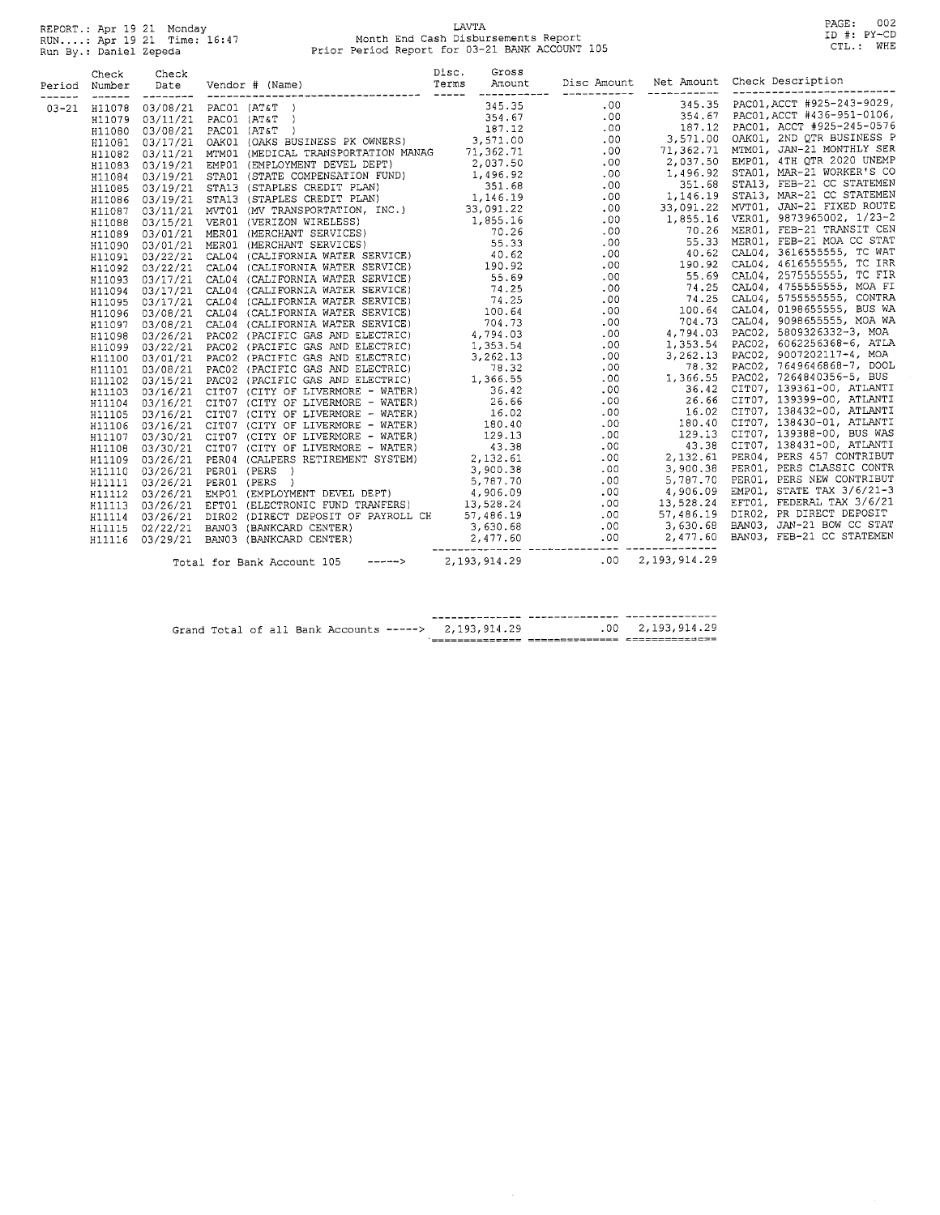REPORT.: Apr 19 21 Monday
RUN....: Apr 19 21 Time: 16:47
Run By.: Daniel Zepeda

LAVTA
Month End Cash Disbursements Report
Prior Period Report for 03-21 BANK ACCOUNT 105

PAGE: 002
ID #: PY-CD
CTL.: WHE

| Period | Check Number | Check Date | Vendor # (Name) | Disc. Terms | Gross Amount | Disc Amount | Net Amount | Check Description |
|---|---|---|---|---|---|---|---|---|
| 03-21 | H11078 | 03/08/21 | PAC01 (AT&T ) | | 345.35 | .00 | 345.35 | PAC01,ACCT #925-243-9029, |
| | H11079 | 03/11/21 | PAC01 (AT&T ) | | 354.67 | .00 | 354.67 | PAC01,ACCT #436-951-0106, |
| | H11080 | 03/08/21 | PAC01 (AT&T ) | | 187.12 | .00 | 187.12 | PAC01, ACCT #925-245-0576 |
| | H11081 | 03/17/21 | OAK01 (OAKS BUSINESS PK OWNERS) | | 3,571.00 | .00 | 3,571.00 | OAK01, 2ND QTR BUSINESS P |
| | H11082 | 03/11/21 | MTM01 (MEDICAL TRANSPORTATION MANAG | | 71,362.71 | .00 | 71,362.71 | MTM01, JAN-21 MONTHLY SER |
| | H11083 | 03/19/21 | EMP01 (EMPLOYMENT DEVEL DEPT) | | 2,037.50 | .00 | 2,037.50 | EMP01, 4TH QTR 2020 UNEMP |
| | H11084 | 03/19/21 | STA01 (STATE COMPENSATION FUND) | | 1,496.92 | .00 | 1,496.92 | STA01, MAR-21 WORKER'S CO |
| | H11085 | 03/19/21 | STA13 (STAPLES CREDIT PLAN) | | 351.68 | .00 | 351.68 | STA13, FEB-21 CC STATEMEN |
| | H11086 | 03/19/21 | STA13 (STAPLES CREDIT PLAN) | | 1,146.19 | .00 | 1,146.19 | STA13, MAR-21 CC STATEMEN |
| | H11087 | 03/11/21 | MVT01 (MV TRANSPORTATION, INC.) | | 33,091.22 | .00 | 33,091.22 | MVT01, JAN-21 FIXED ROUTE |
| | H11088 | 03/15/21 | VER01 (VERIZON WIRELESS) | | 1,855.16 | .00 | 1,855.16 | VER01, 9873965002, 1/23-2 |
| | H11089 | 03/01/21 | MER01 (MERCHANT SERVICES) | | 70.26 | .00 | 70.26 | MER01, FEB-21 TRANSIT CEN |
| | H11090 | 03/01/21 | MER01 (MERCHANT SERVICES) | | 55.33 | .00 | 55.33 | MER01, FEB-21 MOA CC STAT |
| | H11091 | 03/22/21 | CAL04 (CALIFORNIA WATER SERVICE) | | 40.62 | .00 | 40.62 | CAL04, 3616555555, TC WAT |
| | H11092 | 03/22/21 | CAL04 (CALIFORNIA WATER SERVICE) | | 190.92 | .00 | 190.92 | CAL04, 4616555555, TC IRR |
| | H11093 | 03/17/21 | CAL04 (CALIFORNIA WATER SERVICE) | | 55.69 | .00 | 55.69 | CAL04, 2575555555, TC FIR |
| | H11094 | 03/17/21 | CAL04 (CALIFORNIA WATER SERVICE) | | 74.25 | .00 | 74.25 | CAL04, 4755555555, MOA FI |
| | H11095 | 03/17/21 | CAL04 (CALIFORNIA WATER SERVICE) | | 74.25 | .00 | 74.25 | CAL04, 5755555555, CONTRA |
| | H11096 | 03/08/21 | CAL04 (CALIFORNIA WATER SERVICE) | | 100.64 | .00 | 100.64 | CAL04, 0198655555, BUS WA |
| | H11097 | 03/08/21 | CAL04 (CALIFORNIA WATER SERVICE) | | 704.73 | .00 | 704.73 | CAL04, 9098655555, MOA WA |
| | H11098 | 03/26/21 | PAC02 (PACIFIC GAS AND ELECTRIC) | | 4,794.03 | .00 | 4,794.03 | PAC02, 5809326332-3, MOA |
| | H11099 | 03/22/21 | PAC02 (PACIFIC GAS AND ELECTRIC) | | 1,353.54 | .00 | 1,353.54 | PAC02, 6062256368-6, ATLA |
| | H11100 | 03/01/21 | PAC02 (PACIFIC GAS AND ELECTRIC) | | 3,262.13 | .00 | 3,262.13 | PAC02, 9007202117-4, MOA |
| | H11101 | 03/08/21 | PAC02 (PACIFIC GAS AND ELECTRIC) | | 78.32 | .00 | 78.32 | PAC02, 7649646868-7, DOOL |
| | H11102 | 03/15/21 | PAC02 (PACIFIC GAS AND ELECTRIC) | | 1,366.55 | .00 | 1,366.55 | PAC02, 7264840356-5, BUS |
| | H11103 | 03/16/21 | CIT07 (CITY OF LIVERMORE - WATER) | | 36.42 | .00 | 36.42 | CIT07, 139361-00, ATLANTI |
| | H11104 | 03/16/21 | CIT07 (CITY OF LIVERMORE - WATER) | | 26.66 | .00 | 26.66 | CIT07, 139399-00, ATLANTI |
| | H11105 | 03/16/21 | CIT07 (CITY OF LIVERMORE - WATER) | | 16.02 | .00 | 16.02 | CIT07, 138432-00, ATLANTI |
| | H11106 | 03/16/21 | CIT07 (CITY OF LIVERMORE - WATER) | | 180.40 | .00 | 180.40 | CIT07, 138430-01, ATLANTI |
| | H11107 | 03/30/21 | CIT07 (CITY OF LIVERMORE - WATER) | | 129.13 | .00 | 129.13 | CIT07, 139388-00, BUS WAS |
| | H11108 | 03/30/21 | CIT07 (CITY OF LIVERMORE - WATER) | | 43.38 | .00 | 43.38 | CIT07, 138431-00, ATLANTI |
| | H11109 | 03/26/21 | PER04 (CALPERS RETIREMENT SYSTEM) | | 2,132.61 | .00 | 2,132.61 | PER04, PERS 457 CONTRIBUT |
| | H11110 | 03/26/21 | PER01 (PERS ) | | 3,900.38 | .00 | 3,900.38 | PER01, PERS CLASSIC CONTR |
| | H11111 | 03/26/21 | PER01 (PERS ) | | 5,787.70 | .00 | 5,787.70 | PER01, PERS NEW CONTRIBUT |
| | H11112 | 03/26/21 | EMP01 (EMPLOYMENT DEVEL DEPT) | | 4,906.09 | .00 | 4,906.09 | EMP01, STATE TAX 3/6/21-3 |
| | H11113 | 03/26/21 | EFT01 (ELECTRONIC FUND TRANFERS) | | 13,528.24 | .00 | 13,528.24 | EFT01, FEDERAL TAX 3/6/21 |
| | H11114 | 03/26/21 | DIR02 (DIRECT DEPOSIT OF PAYROLL CH | | 57,486.19 | .00 | 57,486.19 | DIR02, PR DIRECT DEPOSIT |
| | H11115 | 02/22/21 | BAN03 (BANKCARD CENTER) | | 3,630.68 | .00 | 3,630.68 | BAN03, JAN-21 BOW CC STAT |
| | H11116 | 03/29/21 | BAN03 (BANKCARD CENTER) | | 2,477.60 | .00 | 2,477.60 | BAN03, FEB-21 CC STATEMEN |
| | | | Total for Bank Account 105 -----> | | 2,193,914.29 | .00 | 2,193,914.29 | |
| | | | Grand Total of all Bank Accounts -----> | | 2,193,914.29 | .00 | 2,193,914.29 | |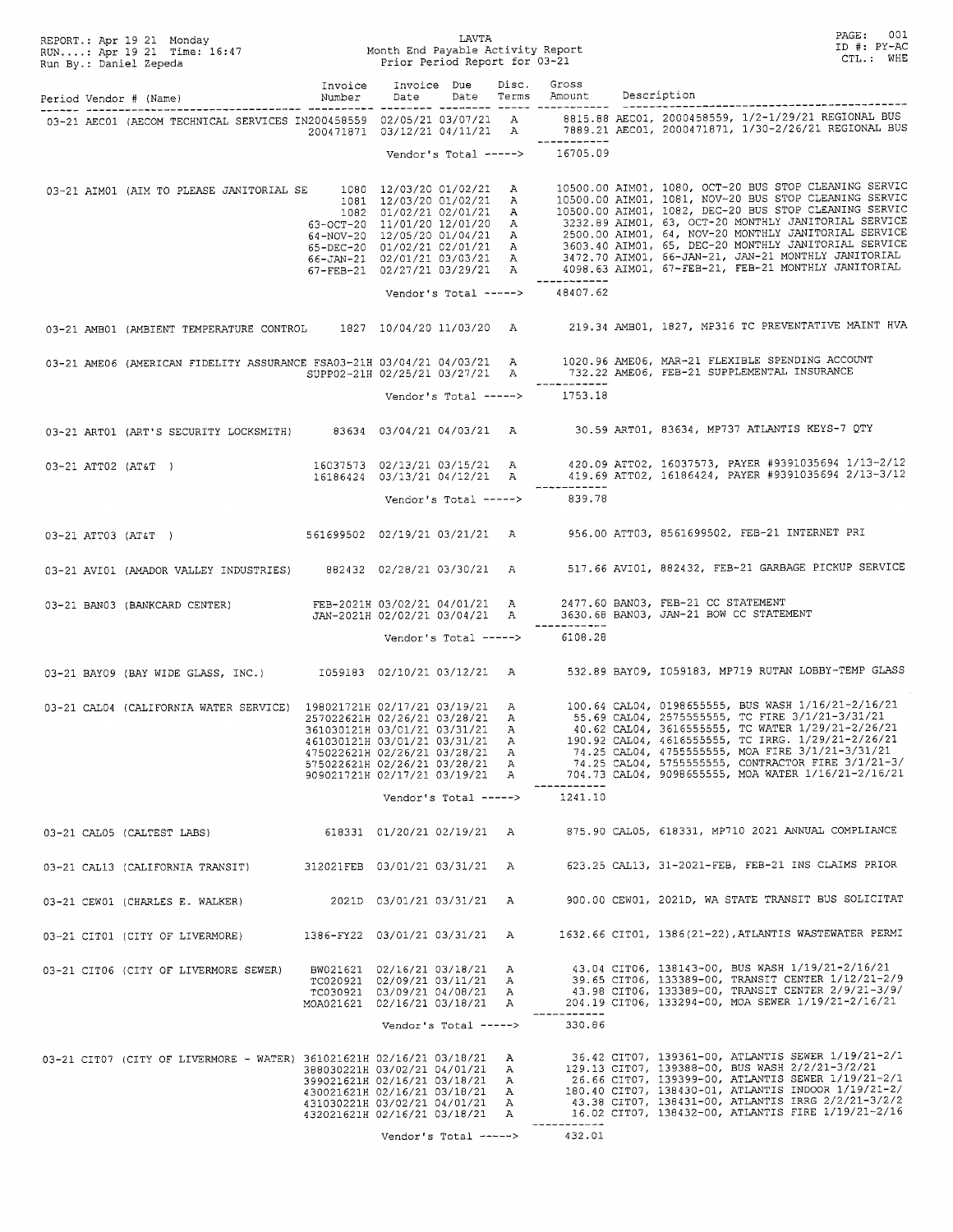REPORT.: Apr 19 21 Monday
RUN....: Apr 19 21 Time: 16:47
Run By.: Daniel Zepeda

LAVTA
Month End Payable Activity Report
Prior Period Report for 03-21

PAGE: 001
ID #: PY-AC
CTL.: WHE

| Period | Vendor # (Name) | Invoice Number | Invoice Date | Due Date | Disc. Terms | Gross Amount | Description |
|---|---|---|---|---|---|---|---|
| 03-21 | AEC01 (AECOM TECHNICAL SERVICES | IN200458559 | 02/05/21 | 03/07/21 | A | 8815.88 | AEC01, 2000458559, 1/2-1/29/21 REGIONAL BUS |
| | | 200471871 | 03/12/21 | 04/11/21 | A | 7889.21 | AEC01, 2000471871, 1/30-2/26/21 REGIONAL BUS |
| | | | Vendor's Total -----> | | | 16705.09 | |
| 03-21 | AIM01 (AIM TO PLEASE JANITORIAL SE | 1080 | 12/03/20 | 01/02/21 | A | 10500.00 | AIM01, 1080, OCT-20 BUS STOP CLEANING SERVIC |
| | | 1081 | 12/03/20 | 01/02/21 | A | 10500.00 | AIM01, 1081, NOV-20 BUS STOP CLEANING SERVIC |
| | | 1082 | 01/02/21 | 02/01/21 | A | 10500.00 | AIM01, 1082, DEC-20 BUS STOP CLEANING SERVIC |
| | | 63-OCT-20 | 11/01/20 | 12/01/20 | A | 3232.89 | AIM01, 63, OCT-20 MONTHLY JANITORIAL SERVICE |
| | | 64-NOV-20 | 12/05/20 | 01/04/21 | A | 2500.00 | AIM01, 64, NOV-20 MONTHLY JANITORIAL SERVICE |
| | | 65-DEC-20 | 01/02/21 | 02/01/21 | A | 3603.40 | AIM01, 65, DEC-20 MONTHLY JANITORIAL SERVICE |
| | | 66-JAN-21 | 02/01/21 | 03/03/21 | A | 3472.70 | AIM01, 66-JAN-21, JAN-21 MONTHLY JANITORIAL |
| | | 67-FEB-21 | 02/27/21 | 03/29/21 | A | 4098.63 | AIM01, 67-FEB-21, FEB-21 MONTHLY JANITORIAL |
| | | | Vendor's Total -----> | | | 48407.62 | |
| 03-21 | AMB01 (AMBIENT TEMPERATURE CONTROL | 1827 | 10/04/20 | 11/03/20 | A | 219.34 | AMB01, 1827, MP316 TC PREVENTATIVE MAINT HVA |
| 03-21 | AME06 (AMERICAN FIDELITY ASSURANCE | FSA03-21H | 03/04/21 | 04/03/21 | A | 1020.96 | AME06, MAR-21 FLEXIBLE SPENDING ACCOUNT |
| | | SUPP02-21H | 02/25/21 | 03/27/21 | A | 732.22 | AME06, FEB-21 SUPPLEMENTAL INSURANCE |
| | | | Vendor's Total -----> | | | 1753.18 | |
| 03-21 | ART01 (ART'S SECURITY LOCKSMITH) | 83634 | 03/04/21 | 04/03/21 | A | 30.59 | ART01, 83634, MP737 ATLANTIS KEYS-7 QTY |
| 03-21 | ATT02 (AT&T ) | 16037573 | 02/13/21 | 03/15/21 | A | 420.09 | ATT02, 16037573, PAYER #9391035694 1/13-2/12 |
| | | 16186424 | 03/13/21 | 04/12/21 | A | 419.69 | ATT02, 16186424, PAYER #9391035694 2/13-3/12 |
| | | | Vendor's Total -----> | | | 839.78 | |
| 03-21 | ATT03 (AT&T ) | 561699502 | 02/19/21 | 03/21/21 | A | 956.00 | ATT03, 8561699502, FEB-21 INTERNET PRI |
| 03-21 | AVI01 (AMADOR VALLEY INDUSTRIES) | 882432 | 02/28/21 | 03/30/21 | A | 517.66 | AVI01, 882432, FEB-21 GARBAGE PICKUP SERVICE |
| 03-21 | BAN03 (BANKCARD CENTER) | FEB-2021H | 03/02/21 | 04/01/21 | A | 2477.60 | BAN03, FEB-21 CC STATEMENT |
| | | JAN-2021H | 02/02/21 | 03/04/21 | A | 3630.68 | BAN03, JAN-21 BOW CC STATEMENT |
| | | | Vendor's Total -----> | | | 6108.28 | |
| 03-21 | BAY09 (BAY WIDE GLASS, INC.) | I059183 | 02/10/21 | 03/12/21 | A | 532.89 | BAY09, I059183, MP719 RUTAN LOBBY-TEMP GLASS |
| 03-21 | CAL04 (CALIFORNIA WATER SERVICE) | 198021721H | 02/17/21 | 03/19/21 | A | 100.64 | CAL04, 0198655555, BUS WASH 1/16/21-2/16/21 |
| | | 257022621H | 02/26/21 | 03/28/21 | A | 55.69 | CAL04, 2575555555, TC FIRE 3/1/21-3/31/21 |
| | | 361030121H | 03/01/21 | 03/31/21 | A | 40.62 | CAL04, 3616555555, TC WATER 1/29/21-2/26/21 |
| | | 461030121H | 03/01/21 | 03/31/21 | A | 190.92 | CAL04, 4616555555, TC IRRG. 1/29/21-2/26/21 |
| | | 475022621H | 02/26/21 | 03/28/21 | A | 74.25 | CAL04, 4755555555, MOA FIRE 3/1/21-3/31/21 |
| | | 575022621H | 02/26/21 | 03/28/21 | A | 74.25 | CAL04, 5755555555, CONTRACTOR FIRE 3/1/21-3/ |
| | | 909021721H | 02/17/21 | 03/19/21 | A | 704.73 | CAL04, 9098655555, MOA WATER 1/16/21-2/16/21 |
| | | | Vendor's Total -----> | | | 1241.10 | |
| 03-21 | CAL05 (CALTEST LABS) | 618331 | 01/20/21 | 02/19/21 | A | 875.90 | CAL05, 618331, MP710 2021 ANNUAL COMPLIANCE |
| 03-21 | CAL13 (CALIFORNIA TRANSIT) | 312021FEB | 03/01/21 | 03/31/21 | A | 623.25 | CAL13, 31-2021-FEB, FEB-21 INS CLAIMS PRIOR |
| 03-21 | CEW01 (CHARLES E. WALKER) | 2021D | 03/01/21 | 03/31/21 | A | 900.00 | CEW01, 2021D, WA STATE TRANSIT BUS SOLICITAT |
| 03-21 | CIT01 (CITY OF LIVERMORE) | 1386-FY22 | 03/01/21 | 03/31/21 | A | 1632.66 | CIT01, 1386(21-22),ATLANTIS WASTEWATER PERMI |
| 03-21 | CIT06 (CITY OF LIVERMORE SEWER) | BW021621 | 02/16/21 | 03/18/21 | A | 43.04 | CIT06, 138143-00, BUS WASH 1/19/21-2/16/21 |
| | | TC020921 | 02/09/21 | 03/11/21 | A | 39.65 | CIT06, 133389-00, TRANSIT CENTER 1/12/21-2/9 |
| | | TC030921 | 03/09/21 | 04/08/21 | A | 43.98 | CIT06, 133389-00, TRANSIT CENTER 2/9/21-3/9/ |
| | | MOA021621 | 02/16/21 | 03/18/21 | A | 204.19 | CIT06, 133294-00, MOA SEWER 1/19/21-2/16/21 |
| | | | Vendor's Total -----> | | | 330.86 | |
| 03-21 | CIT07 (CITY OF LIVERMORE - WATER) | 361021621H | 02/16/21 | 03/18/21 | A | 36.42 | CIT07, 139361-00, ATLANTIS SEWER 1/19/21-2/1 |
| | | 388030221H | 03/02/21 | 04/01/21 | A | 129.13 | CIT07, 139388-00, BUS WASH 2/2/21-3/2/21 |
| | | 399021621H | 02/16/21 | 03/18/21 | A | 26.66 | CIT07, 139399-00, ATLANTIS SEWER 1/19/21-2/1 |
| | | 430021621H | 02/16/21 | 03/18/21 | A | 180.40 | CIT07, 138430-01, ATLANTIS INDOOR 1/19/21-2/ |
| | | 431030221H | 03/02/21 | 04/01/21 | A | 43.38 | CIT07, 138431-00, ATLANTIS IRRG 2/2/21-3/2/2 |
| | | 432021621H | 02/16/21 | 03/18/21 | A | 16.02 | CIT07, 138432-00, ATLANTIS FIRE 1/19/21-2/16 |
| | | | Vendor's Total -----> | | | 432.01 | |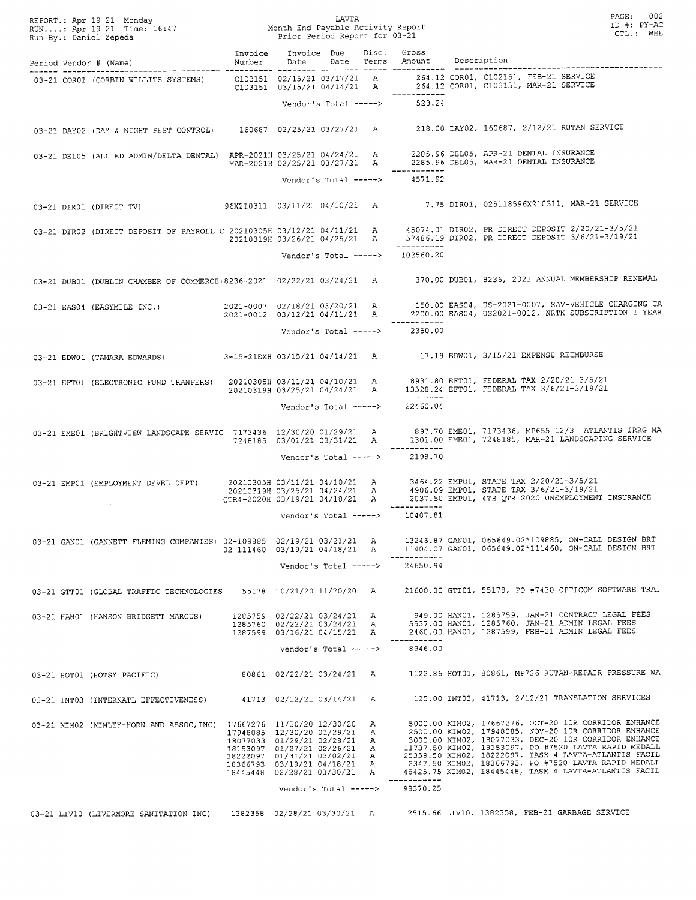REPORT.: Apr 19 21 Monday
RUN....: Apr 19 21 Time: 16:47
Run By.: Daniel Zepeda

LAVTA
Month End Payable Activity Report
Prior Period Report for 03-21

ID #: PY-AC
CTL.: WHE

| Period | Vendor # (Name) | Invoice Number | Invoice Date | Due Date | Disc. Terms | Gross Amount | Description |
|---|---|---|---|---|---|---|---|
| 03-21 | COR01 (CORBIN WILLITS SYSTEMS) | C102151 | 02/15/21 | 03/17/21 | A | 264.12 | COR01, C102151, FEB-21 SERVICE |
| | | C103151 | 03/15/21 | 04/14/21 | A | 264.12 | COR01, C103151, MAR-21 SERVICE |
| | | | Vendor's Total -----> | | | 528.24 | |
| 03-21 | DAY02 (DAY & NIGHT PEST CONTROL) | 160687 | 02/25/21 | 03/27/21 | A | 218.00 | DAY02, 160687, 2/12/21 RUTAN SERVICE |
| 03-21 | DEL05 (ALLIED ADMIN/DELTA DENTAL) | APR-2021H | 03/25/21 | 04/24/21 | A | 2285.96 | DEL05, APR-21 DENTAL INSURANCE |
| | | MAR-2021H | 02/25/21 | 03/27/21 | A | 2285.96 | DEL05, MAR-21 DENTAL INSURANCE |
| | | | Vendor's Total -----> | | | 4571.92 | |
| 03-21 | DIR01 (DIRECT TV) | 96X210311 | 03/11/21 | 04/10/21 | A | 7.75 | DIR01, 025118596X210311, MAR-21 SERVICE |
| 03-21 | DIR02 (DIRECT DEPOSIT OF PAYROLL C | 20210305H | 03/12/21 | 04/11/21 | A | 45074.01 | DIR02, PR DIRECT DEPOSIT 2/20/21-3/5/21 |
| | | 20210319H | 03/26/21 | 04/25/21 | A | 57486.19 | DIR02, PR DIRECT DEPOSIT 3/6/21-3/19/21 |
| | | | Vendor's Total -----> | | | 102560.20 | |
| 03-21 | DUB01 (DUBLIN CHAMBER OF COMMERCE) | 8236-2021 | 02/22/21 | 03/24/21 | A | 370.00 | DUB01, 8236, 2021 ANNUAL MEMBERSHIP RENEWAL |
| 03-21 | EAS04 (EASYMILE INC.) | 2021-0007 | 02/18/21 | 03/20/21 | A | 150.00 | EAS04, US-2021-0007, SAV-VEHICLE CHARGING CA |
| | | 2021-0012 | 03/12/21 | 04/11/21 | A | 2200.00 | EAS04, US2021-0012, NRTK SUBSCRIPTION 1 YEAR |
| | | | Vendor's Total -----> | | | 2350.00 | |
| 03-21 | EDW01 (TAMARA EDWARDS) | 3-15-21EXH | 03/15/21 | 04/14/21 | A | 17.19 | EDW01, 3/15/21 EXPENSE REIMBURSE |
| 03-21 | EFT01 (ELECTRONIC FUND TRANFERS) | 20210305H | 03/11/21 | 04/10/21 | A | 8931.80 | EFT01, FEDERAL TAX 2/20/21-3/5/21 |
| | | 20210319H | 03/25/21 | 04/24/21 | A | 13528.24 | EFT01, FEDERAL TAX 3/6/21-3/19/21 |
| | | | Vendor's Total -----> | | | 22460.04 | |
| 03-21 | EME01 (BRIGHTVIEW LANDSCAPE SERVIC | 7173436 | 12/30/20 | 01/29/21 | A | 897.70 | EME01, 7173436, MP655 12/3 ATLANTIS IRRG MA |
| | | 7248185 | 03/01/21 | 03/31/21 | A | 1301.00 | EME01, 7248185, MAR-21 LANDSCAPING SERVICE |
| | | | Vendor's Total -----> | | | 2198.70 | |
| 03-21 | EMP01 (EMPLOYMENT DEVEL DEPT) | 20210305H | 03/11/21 | 04/10/21 | A | 3464.22 | EMP01, STATE TAX 2/20/21-3/5/21 |
| | | 20210319H | 03/25/21 | 04/24/21 | A | 4906.09 | EMP01, STATE TAX 3/6/21-3/19/21 |
| | | QTR4-2020H | 03/19/21 | 04/18/21 | A | 2037.50 | EMP01, 4TH QTR 2020 UNEMPLOYMENT INSURANCE |
| | | | Vendor's Total -----> | | | 10407.81 | |
| 03-21 | GAN01 (GANNETT FLEMING COMPANIES) | 02-109885 | 02/19/21 | 03/21/21 | A | 13246.87 | GAN01, 065649.02*109885, ON-CALL DESIGN BRT |
| | | 02-111460 | 03/19/21 | 04/18/21 | A | 11404.07 | GAN01, 065649.02*111460, ON-CALL DESIGN BRT |
| | | | Vendor's Total -----> | | | 24650.94 | |
| 03-21 | GTT01 (GLOBAL TRAFFIC TECHNOLOGIES | 55178 | 10/21/20 | 11/20/20 | A | 21600.00 | GTT01, 55178, PO #7430 OPTICOM SOFTWARE TRAI |
| 03-21 | HAN01 (HANSON BRIDGETT MARCUS) | 1285759 | 02/22/21 | 03/24/21 | A | 949.00 | HAN01, 1285759, JAN-21 CONTRACT LEGAL FEES |
| | | 1285760 | 02/22/21 | 03/24/21 | A | 5537.00 | HAN01, 1285760, JAN-21 ADMIN LEGAL FEES |
| | | 1287599 | 03/16/21 | 04/15/21 | A | 2460.00 | HAN01, 1287599, FEB-21 ADMIN LEGAL FEES |
| | | | Vendor's Total -----> | | | 8946.00 | |
| 03-21 | HOT01 (HOTSY PACIFIC) | 80861 | 02/22/21 | 03/24/21 | A | 1122.86 | HOT01, 80861, MP726 RUTAN-REPAIR PRESSURE WA |
| 03-21 | INT03 (INTERNATL EFFECTIVENESS) | 41713 | 02/12/21 | 03/14/21 | A | 125.00 | INT03, 41713, 2/12/21 TRANSLATION SERVICES |
| 03-21 | KIM02 (KIMLEY-HORN AND ASSOC,INC) | 17667276 | 11/30/20 | 12/30/20 | A | 5000.00 | KIM02, 17667276, OCT-20 10R CORRIDOR ENHANCE |
| | | 17948085 | 12/30/20 | 01/29/21 | A | 2500.00 | KIM02, 17948085, NOV-20 10R CORRIDOR ENHANCE |
| | | 18077033 | 01/29/21 | 02/28/21 | A | 3000.00 | KIM02, 18077033, DEC-20 10R CORRIDOR ENHANCE |
| | | 18153097 | 01/27/21 | 02/26/21 | A | 11737.50 | KIM02, 18153097, PO #7520 LAVTA RAPID MEDALL |
| | | 18222097 | 01/31/21 | 03/02/21 | A | 25359.50 | KIM02, 18222097, TASK 4 LAVTA-ATLANTIS FACIL |
| | | 18366793 | 03/19/21 | 04/18/21 | A | 2347.50 | KIM02, 18366793, PO #7520 LAVTA RAPID MEDALL |
| | | 18445448 | 02/28/21 | 03/30/21 | A | 48425.75 | KIM02, 18445448, TASK 4 LAVTA-ATLANTIS FACIL |
| | | | Vendor's Total -----> | | | 98370.25 | |
| 03-21 | LIV10 (LIVERMORE SANITATION INC) | 1382358 | 02/28/21 | 03/30/21 | A | 2515.66 | LIV10, 1382358, FEB-21 GARBAGE SERVICE |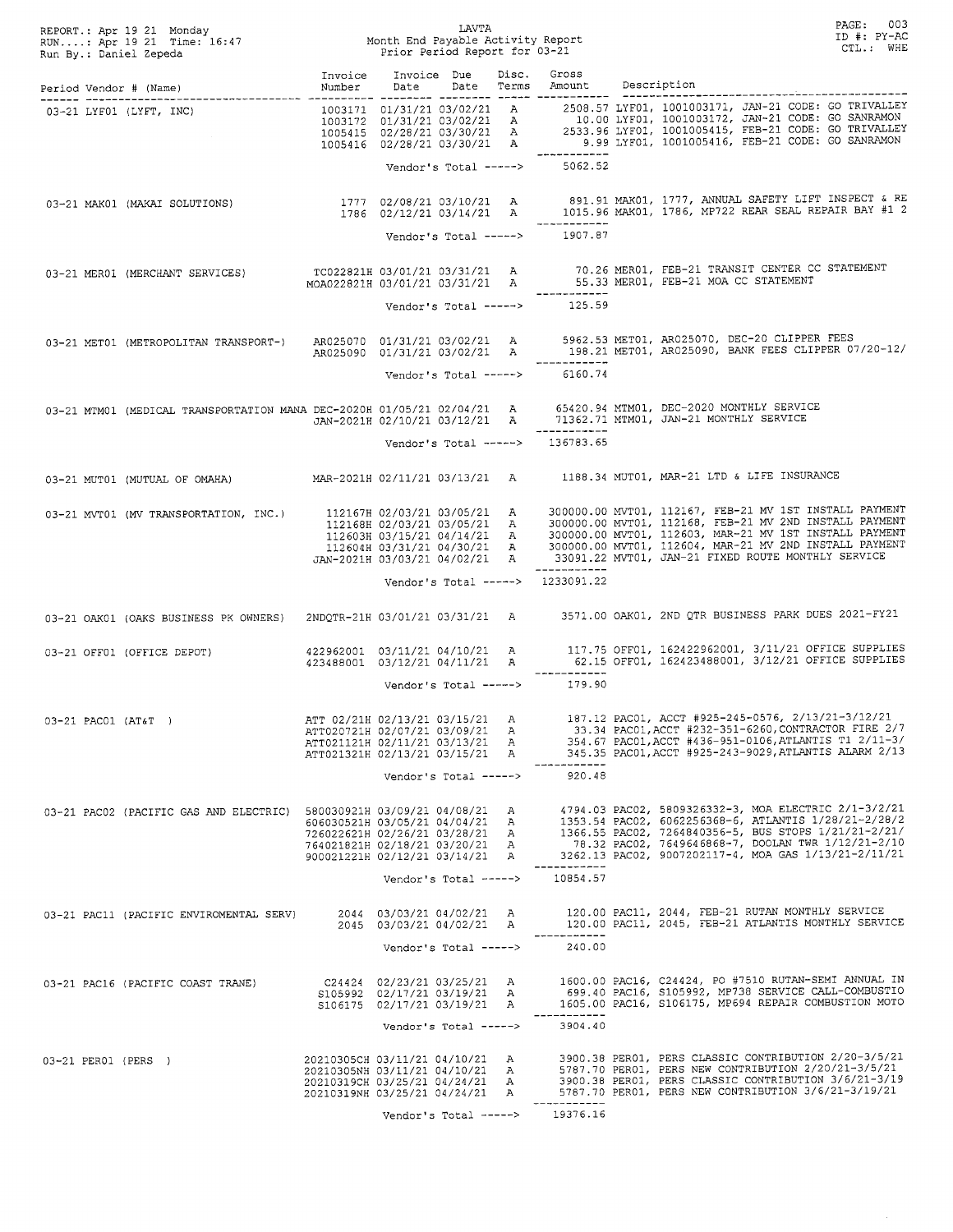REPORT.: Apr 19 21 Monday
RUN....: Apr 19 21 Time: 16:47
Run By.: Daniel Zepeda

LAVTA
Month End Payable Activity Report
Prior Period Report for 03-21

ID #: PY-AC
CTL.: WHE

| Period | Vendor # (Name) | Invoice Number | Invoice Date | Due Date | Disc. Terms | Gross Amount | Description |
|---|---|---|---|---|---|---|---|
| 03-21 | LYF01 (LYFT, INC) | 1003171 | 01/31/21 | 03/02/21 | A | 2508.57 | LYF01, 1001003171, JAN-21 CODE: GO TRIVALLEY |
| | | 1003172 | 01/31/21 | 03/02/21 | A | 10.00 | LYF01, 1001003172, JAN-21 CODE: GO SANRAMON |
| | | 1005415 | 02/28/21 | 03/30/21 | A | 2533.96 | LYF01, 1001005415, FEB-21 CODE: GO TRIVALLEY |
| | | 1005416 | 02/28/21 | 03/30/21 | A | 9.99 | LYF01, 1001005416, FEB-21 CODE: GO SANRAMON |
| | | | | Vendor's Total -----> | | 5062.52 | |
| 03-21 | MAK01 (MAKAI SOLUTIONS) | 1777 | 02/08/21 | 03/10/21 | A | 891.91 | MAK01, 1777, ANNUAL SAFETY LIFT INSPECT & RE |
| | | 1786 | 02/12/21 | 03/14/21 | A | 1015.96 | MAK01, 1786, MP722 REAR SEAL REPAIR BAY #1 2 |
| | | | | Vendor's Total -----> | | 1907.87 | |
| 03-21 | MER01 (MERCHANT SERVICES) | TC022821H | 03/01/21 | 03/31/21 | A | 70.26 | MER01, FEB-21 TRANSIT CENTER CC STATEMENT |
| | | MOA022821H | 03/01/21 | 03/31/21 | A | 55.33 | MER01, FEB-21 MOA CC STATEMENT |
| | | | | Vendor's Total -----> | | 125.59 | |
| 03-21 | MET01 (METROPOLITAN TRANSPORT-) | AR025070 | 01/31/21 | 03/02/21 | A | 5962.53 | MET01, AR025070, DEC-20 CLIPPER FEES |
| | | AR025090 | 01/31/21 | 03/02/21 | A | 198.21 | MET01, AR025090, BANK FEES CLIPPER 07/20-12/ |
| | | | | Vendor's Total -----> | | 6160.74 | |
| 03-21 | MTM01 (MEDICAL TRANSPORTATION MANA | DEC-2020H | 01/05/21 | 02/04/21 | A | 65420.94 | MTM01, DEC-2020 MONTHLY SERVICE |
| | | JAN-2021H | 02/10/21 | 03/12/21 | A | 71362.71 | MTM01, JAN-21 MONTHLY SERVICE |
| | | | | Vendor's Total -----> | | 136783.65 | |
| 03-21 | MUT01 (MUTUAL OF OMAHA) | MAR-2021H | 02/11/21 | 03/13/21 | A | 1188.34 | MUT01, MAR-21 LTD & LIFE INSURANCE |
| 03-21 | MVT01 (MV TRANSPORTATION, INC.) | 112167H | 02/03/21 | 03/05/21 | A | 300000.00 | MVT01, 112167, FEB-21 MV 1ST INSTALL PAYMENT |
| | | 112168H | 02/03/21 | 03/05/21 | A | 300000.00 | MVT01, 112168, FEB-21 MV 2ND INSTALL PAYMENT |
| | | 112603H | 03/15/21 | 04/14/21 | A | 300000.00 | MVT01, 112603, MAR-21 MV 1ST INSTALL PAYMENT |
| | | 112604H | 03/31/21 | 04/30/21 | A | 300000.00 | MVT01, 112604, MAR-21 MV 2ND INSTALL PAYMENT |
| | | JAN-2021H | 03/03/21 | 04/02/21 | A | 33091.22 | MVT01, JAN-21 FIXED ROUTE MONTHLY SERVICE |
| | | | | Vendor's Total -----> | | 1233091.22 | |
| 03-21 | OAK01 (OAKS BUSINESS PK OWNERS) | 2NDQTR-21H | 03/01/21 | 03/31/21 | A | 3571.00 | OAK01, 2ND QTR BUSINESS PARK DUES 2021-FY21 |
| 03-21 | OFF01 (OFFICE DEPOT) | 422962001 | 03/11/21 | 04/10/21 | A | 117.75 | OFF01, 162422962001, 3/11/21 OFFICE SUPPLIES |
| | | 423488001 | 03/12/21 | 04/11/21 | A | 62.15 | OFF01, 162423488001, 3/12/21 OFFICE SUPPLIES |
| | | | | Vendor's Total -----> | | 179.90 | |
| 03-21 | PAC01 (AT&T ) | ATT 02/21H | 02/13/21 | 03/15/21 | A | 187.12 | PAC01, ACCT #925-245-0576, 2/13/21-3/12/21 |
| | | ATT020721H | 02/07/21 | 03/09/21 | A | 33.34 | PAC01,ACCT #232-351-6260,CONTRACTOR FIRE 2/7 |
| | | ATT021121H | 02/11/21 | 03/13/21 | A | 354.67 | PAC01,ACCT #436-951-0106,ATLANTIS T1 2/11-3/ |
| | | ATT021321H | 02/13/21 | 03/15/21 | A | 345.35 | PAC01,ACCT #925-243-9029,ATLANTIS ALARM 2/13 |
| | | | | Vendor's Total -----> | | 920.48 | |
| 03-21 | PAC02 (PACIFIC GAS AND ELECTRIC) | 580030921H | 03/09/21 | 04/08/21 | A | 4794.03 | PAC02, 5809326332-3, MOA ELECTRIC 2/1-3/2/21 |
| | | 606030521H | 03/05/21 | 04/04/21 | A | 1353.54 | PAC02, 6062256368-6, ATLANTIS 1/28/21-2/28/2 |
| | | 726022621H | 02/26/21 | 03/28/21 | A | 1366.55 | PAC02, 7264840356-5, BUS STOPS 1/21/21-2/21/ |
| | | 764021821H | 02/18/21 | 03/20/21 | A | 78.32 | PAC02, 7649646868-7, DOOLAN TWR 1/12/21-2/10 |
| | | 900021221H | 02/12/21 | 03/14/21 | A | 3262.13 | PAC02, 9007202117-4, MOA GAS 1/13/21-2/11/21 |
| | | | | Vendor's Total -----> | | 10854.57 | |
| 03-21 | PAC11 (PACIFIC ENVIROMENTAL SERV) | 2044 | 03/03/21 | 04/02/21 | A | 120.00 | PAC11, 2044, FEB-21 RUTAN MONTHLY SERVICE |
| | | 2045 | 03/03/21 | 04/02/21 | A | 120.00 | PAC11, 2045, FEB-21 ATLANTIS MONTHLY SERVICE |
| | | | | Vendor's Total -----> | | 240.00 | |
| 03-21 | PAC16 (PACIFIC COAST TRANE) | C24424 | 02/23/21 | 03/25/21 | A | 1600.00 | PAC16, C24424, PO #7510 RUTAN-SEMI ANNUAL IN |
| | | S105992 | 02/17/21 | 03/19/21 | A | 699.40 | PAC16, S105992, MP738 SERVICE CALL-COMBUSTIO |
| | | S106175 | 02/17/21 | 03/19/21 | A | 1605.00 | PAC16, S106175, MP694 REPAIR COMBUSTION MOTO |
| | | | | Vendor's Total -----> | | 3904.40 | |
| 03-21 | PER01 (PERS ) | 20210305CH | 03/11/21 | 04/10/21 | A | 3900.38 | PER01, PERS CLASSIC CONTRIBUTION 2/20-3/5/21 |
| | | 20210305NH | 03/11/21 | 04/10/21 | A | 5787.70 | PER01, PERS NEW CONTRIBUTION 2/20/21-3/5/21 |
| | | 20210319CH | 03/25/21 | 04/24/21 | A | 3900.38 | PER01, PERS CLASSIC CONTRIBUTION 3/6/21-3/19 |
| | | 20210319NH | 03/25/21 | 04/24/21 | A | 5787.70 | PER01, PERS NEW CONTRIBUTION 3/6/21-3/19/21 |
| | | | | Vendor's Total -----> | | 19376.16 | |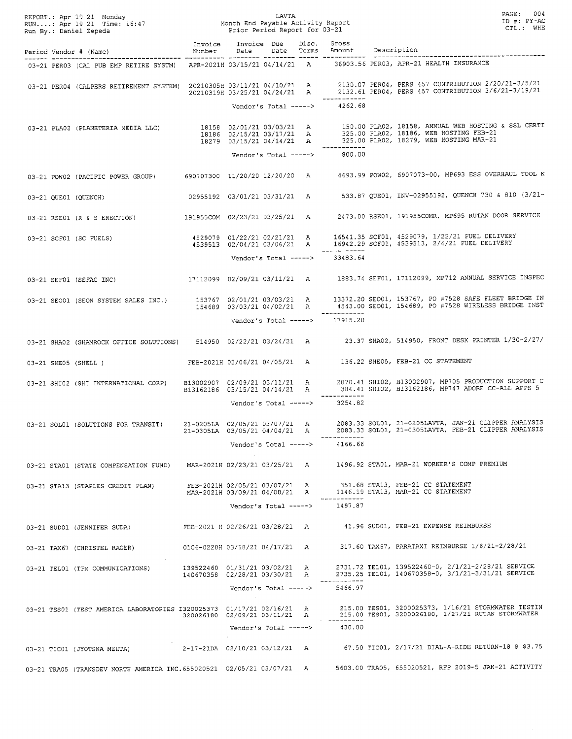REPORT.: Apr 19 21 Monday
RUN....: Apr 19 21 Time: 16:47
Run By.: Daniel Zepeda

LAVTA
Month End Payable Activity Report
Prior Period Report for 03-21

ID #: PY-AC
CTL.: WHE

| Period | Vendor # (Name) | Invoice Number | Invoice Date | Due Date | Disc. Terms | Gross Amount | Description |
|---|---|---|---|---|---|---|---|
| 03-21 | PER03 (CAL PUB EMP RETIRE SYSTM) | APR-2021H | 03/15/21 | 04/14/21 | A | 36903.56 | PER03, APR-21 HEALTH INSURANCE |
| 03-21 | PER04 (CALPERS RETIREMENT SYSTEM) | 20210305H | 03/11/21 | 04/10/21 | A | 2130.07 | PER04, PERS 457 CONTRIBUTION 2/20/21-3/5/21 |
| | | 20210319H | 03/25/21 | 04/24/21 | A | 2132.61 | PER04, PERS 457 CONTRIBUTION 3/6/21-3/19/21 |
| | | | Vendor's Total -----> | | | 4262.68 | |
| 03-21 | PLA02 (PLANETERIA MEDIA LLC) | 18158 | 02/01/21 | 03/03/21 | A | 150.00 | PLA02, 18158, ANNUAL WEB HOSTING & SSL CERTI |
| | | 18186 | 02/15/21 | 03/17/21 | A | 325.00 | PLA02, 18186, WEB HOSTING FEB-21 |
| | | 18279 | 03/15/21 | 04/14/21 | A | 325.00 | PLA02, 18279, WEB HOSTING MAR-21 |
| | | | Vendor's Total -----> | | | 800.00 | |
| 03-21 | POW02 (PACIFIC POWER GROUP) | 690707300 | 11/20/20 | 12/20/20 | A | 4693.99 | POW02, 6907073-00, MP693 ESS OVERHAUL TOOL K |
| 03-21 | QUE01 (QUENCH) | 02955192 | 03/01/21 | 03/31/21 | A | 533.87 | QUE01, INV-02955192, QUENCH 730 & 810 (3/21- |
| 03-21 | RSE01 (R & S ERECTION) | 191955COM | 02/23/21 | 03/25/21 | A | 2473.00 | RSE01, 191955COMR, MP695 RUTAN DOOR SERVICE |
| 03-21 | SCF01 (SC FUELS) | 4529079 | 01/22/21 | 02/21/21 | A | 16541.35 | SCF01, 4529079, 1/22/21 FUEL DELIVERY |
| | | 4539513 | 02/04/21 | 03/06/21 | A | 16942.29 | SCF01, 4539513, 2/4/21 FUEL DELIVERY |
| | | | Vendor's Total -----> | | | 33483.64 | |
| 03-21 | SEF01 (SEFAC INC) | 17112099 | 02/09/21 | 03/11/21 | A | 1883.74 | SEF01, 17112099, MP712 ANNUAL SERVICE INSPEC |
| 03-21 | SEO01 (SEON SYSTEM SALES INC.) | 153767 | 02/01/21 | 03/03/21 | A | 13372.20 | SEO01, 153767, PO #7528 SAFE FLEET BRIDGE IN |
| | | 154689 | 03/03/21 | 04/02/21 | A | 4543.00 | SEO01, 154689, PO #7528 WIRELESS BRIDGE INST |
| | | | Vendor's Total -----> | | | 17915.20 | |
| 03-21 | SHA02 (SHAMROCK OFFICE SOLUTIONS) | 514950 | 02/22/21 | 03/24/21 | A | 23.37 | SHA02, 514950, FRONT DESK PRINTER 1/30-2/27/ |
| 03-21 | SHE05 (SHELL ) | FEB-2021H | 03/06/21 | 04/05/21 | A | 136.22 | SHE05, FEB-21 CC STATEMENT |
| 03-21 | SHI02 (SHI INTERNATIONAL CORP) | B13002907 | 02/09/21 | 03/11/21 | A | 2870.41 | SHI02, B13002907, MP705 PRODUCTION SUPPORT C |
| | | B13162186 | 03/15/21 | 04/14/21 | A | 384.41 | SHI02, B13162186, MP747 ADOBE CC-ALL APPS 5 |
| | | | Vendor's Total -----> | | | 3254.82 | |
| 03-21 | SOL01 (SOLUTIONS FOR TRANSIT) | 21-0205LA | 02/05/21 | 03/07/21 | A | 2083.33 | SOL01, 21-0205LAVTA, JAN-21 CLIPPER ANALYSIS |
| | | 21-0305LA | 03/05/21 | 04/04/21 | A | 2083.33 | SOL01, 21-0305LAVTA, FEB-21 CLIPPER ANALYSIS |
| | | | Vendor's Total -----> | | | 4166.66 | |
| 03-21 | STA01 (STATE COMPENSATION FUND) | MAR-2021H | 02/23/21 | 03/25/21 | A | 1496.92 | STA01, MAR-21 WORKER'S COMP PREMIUM |
| 03-21 | STA13 (STAPLES CREDIT PLAN) | FEB-2021H | 02/05/21 | 03/07/21 | A | 351.68 | STA13, FEB-21 CC STATEMENT |
| | | MAR-2021H | 03/09/21 | 04/08/21 | A | 1146.19 | STA13, MAR-21 CC STATEMENT |
| | | | Vendor's Total -----> | | | 1497.87 | |
| 03-21 | SUD01 (JENNIFER SUDA) | FEB-2021 H | 02/26/21 | 03/28/21 | A | 41.96 | SUD01, FEB-21 EXPENSE REIMBURSE |
| 03-21 | TAX67 (CHRISTEL RAGER) | 0106-0228H | 03/18/21 | 04/17/21 | A | 317.60 | TAX67, PARATAXI REIMBURSE 1/6/21-2/28/21 |
| 03-21 | TEL01 (TPx COMMUNICATIONS) | 139522460 | 01/31/21 | 03/02/21 | A | 2731.72 | TEL01, 139522460-0, 2/1/21-2/28/21 SERVICE |
| | | 140670358 | 02/28/21 | 03/30/21 | A | 2735.25 | TEL01, 140670358-0, 3/1/21-3/31/21 SERVICE |
| | | | Vendor's Total -----> | | | 5466.97 | |
| 03-21 | TES01 (TEST AMERICA LABORATORIES | I320025373 | 01/17/21 | 02/16/21 | A | 215.00 | TES01, 3200025373, 1/16/21 STORMWATER TESTIN |
| | | 320026180 | 02/09/21 | 03/11/21 | A | 215.00 | TES01, 3200026180, 1/27/21 RUTAN STORMWATER |
| | | | Vendor's Total -----> | | | 430.00 | |
| 03-21 | TIC01 (JYOTSNA MEHTA) | 2-17-21DA | 02/10/21 | 03/12/21 | A | 67.50 | TIC01, 2/17/21 DIAL-A-RIDE RETURN-18 @ $3.75 |
| 03-21 | TRA05 (TRANSDEV NORTH AMERICA INC. | 655020521 | 02/05/21 | 03/07/21 | A | 5603.00 | TRA05, 655020521, RFP 2019-5 JAN-21 ACTIVITY |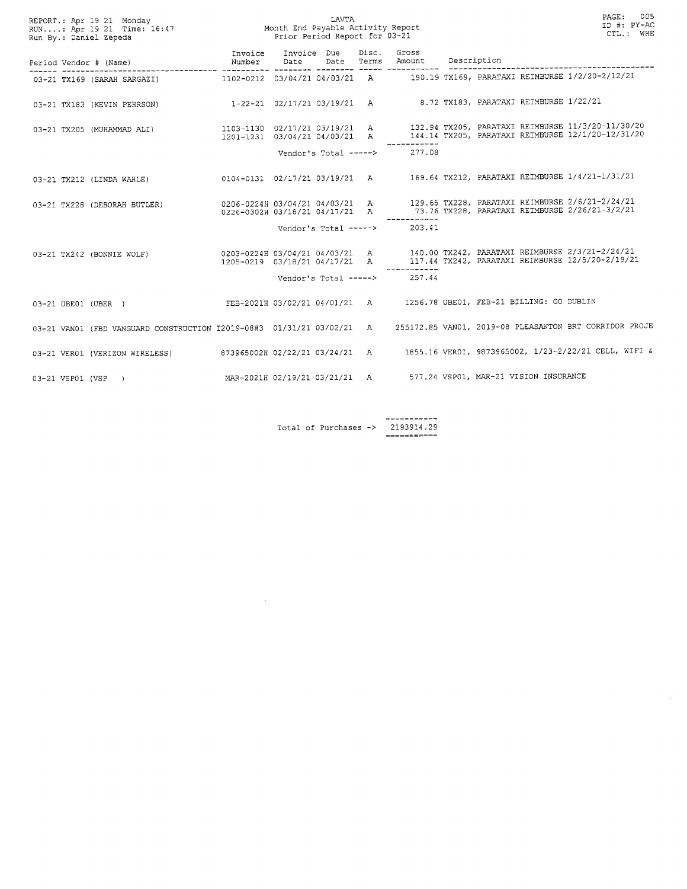REPORT.: Apr 19 21 Monday
RUN....: Apr 19 21 Time: 16:47
Run By.: Daniel Zepeda

LAVTA
Month End Payable Activity Report
Prior Period Report for 03-21

ID #: PY-AC
CTL.: WHE

| Period | Vendor # (Name) | Invoice Number | Invoice Date | Due Date | Disc. Terms | Gross Amount | Description |
|---|---|---|---|---|---|---|---|
| 03-21 | TX169 (SARAH SARGAZI) | 1102-0212 | 03/04/21 | 04/03/21 | A | 190.19 | TX169, PARATAXI REIMBURSE 1/2/20-2/12/21 |
| 03-21 | TX183 (KEVIN PEHRSON) | 1-22-21 | 02/17/21 | 03/19/21 | A | 8.72 | TX183, PARATAXI REIMBURSE 1/22/21 |
| 03-21 | TX205 (MUHAMMAD ALI) | 1103-1130 | 02/17/21 | 03/19/21 | A | 132.94 | TX205, PARATAXI REIMBURSE 11/3/20-11/30/20 |
| | | 1201-1231 | 03/04/21 | 04/03/21 | A | 144.14 | TX205, PARATAXI REIMBURSE 12/1/20-12/31/20 |
| | | | Vendor's Total -----> | | | 277.08 | |
| 03-21 | TX212 (LINDA WAHLE) | 0104-0131 | 02/17/21 | 03/19/21 | A | 169.64 | TX212, PARATAXI REIMBURSE 1/4/21-1/31/21 |
| 03-21 | TX228 (DEBORAH BUTLER) | 0206-0224H | 03/04/21 | 04/03/21 | A | 129.65 | TX228, PARATAXI REIMBURSE 2/6/21-2/24/21 |
| | | 0226-0302H | 03/18/21 | 04/17/21 | A | 73.76 | TX228, PARATAXI REIMBURSE 2/26/21-3/2/21 |
| | | | Vendor's Total -----> | | | 203.41 | |
| 03-21 | TX242 (BONNIE WOLF) | 0203-0224H | 03/04/21 | 04/03/21 | A | 140.00 | TX242, PARATAXI REIMBURSE 2/3/21-2/24/21 |
| | | 1205-0219 | 03/18/21 | 04/17/21 | A | 117.44 | TX242, PARATAXI REIMBURSE 12/5/20-2/19/21 |
| | | | Vendor's Total -----> | | | 257.44 | |
| 03-21 | UBE01 (UBER ) | FEB-2021H | 03/02/21 | 04/01/21 | A | 1256.78 | UBE01, FEB-21 BILLING: GO DUBLIN |
| 03-21 | VAN01 (FBD VANGUARD CONSTRUCTION | I2019-08#3 | 01/31/21 | 03/02/21 | A | 255172.85 | VAN01, 2019-08 PLEASANTON BRT CORRIDOR PROJE |
| 03-21 | VER01 (VERIZON WIRELESS) | 873965002H | 02/22/21 | 03/24/21 | A | 1855.16 | VER01, 9873965002, 1/23-2/22/21 CELL, WIFI & |
| 03-21 | VSP01 (VSP ) | MAR-2021H | 02/19/21 | 03/21/21 | A | 577.24 | VSP01, MAR-21 VISION INSURANCE |

Total of Purchases -> 2193914.29